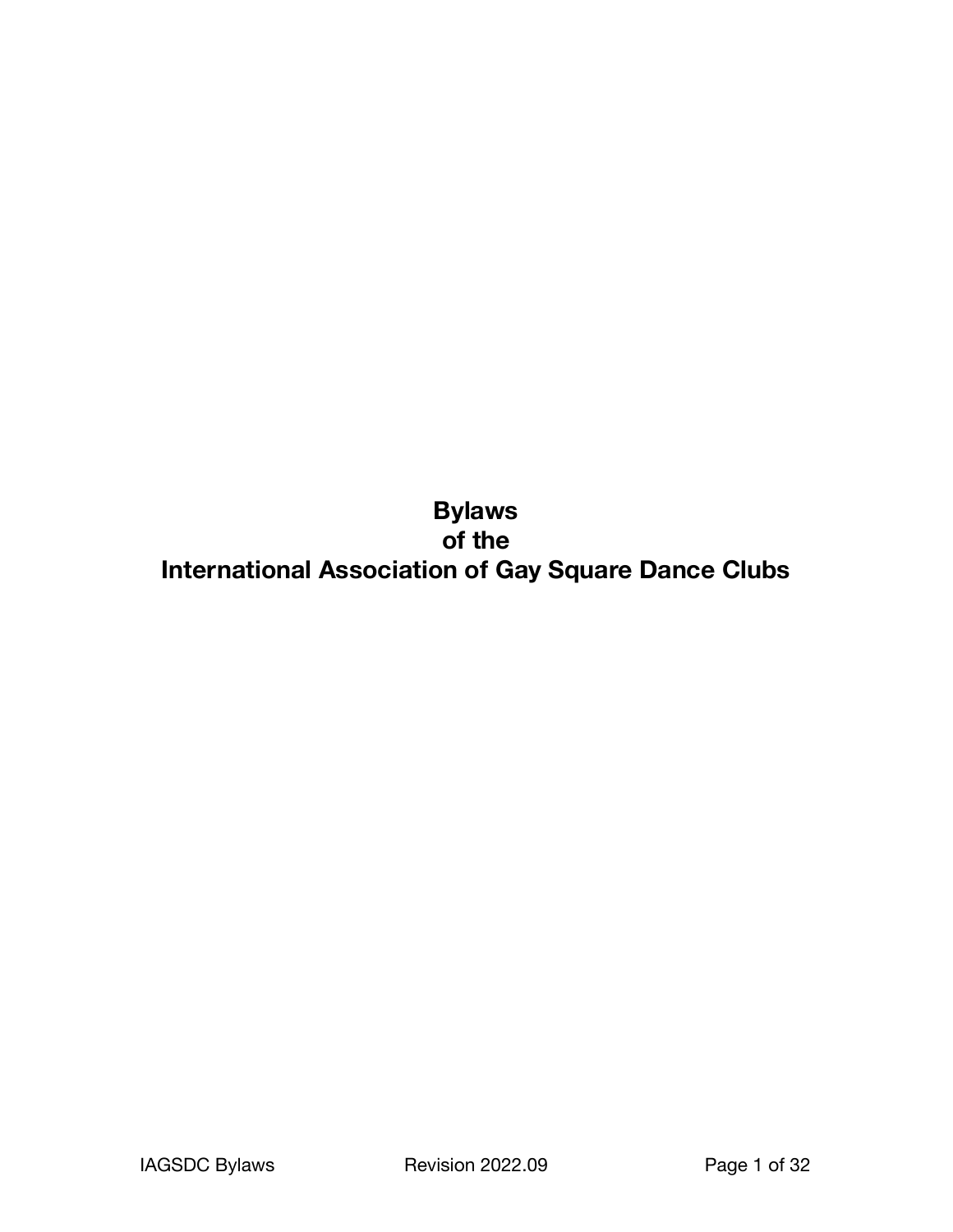# Bylaws of the International Association of Gay Square Dance Clubs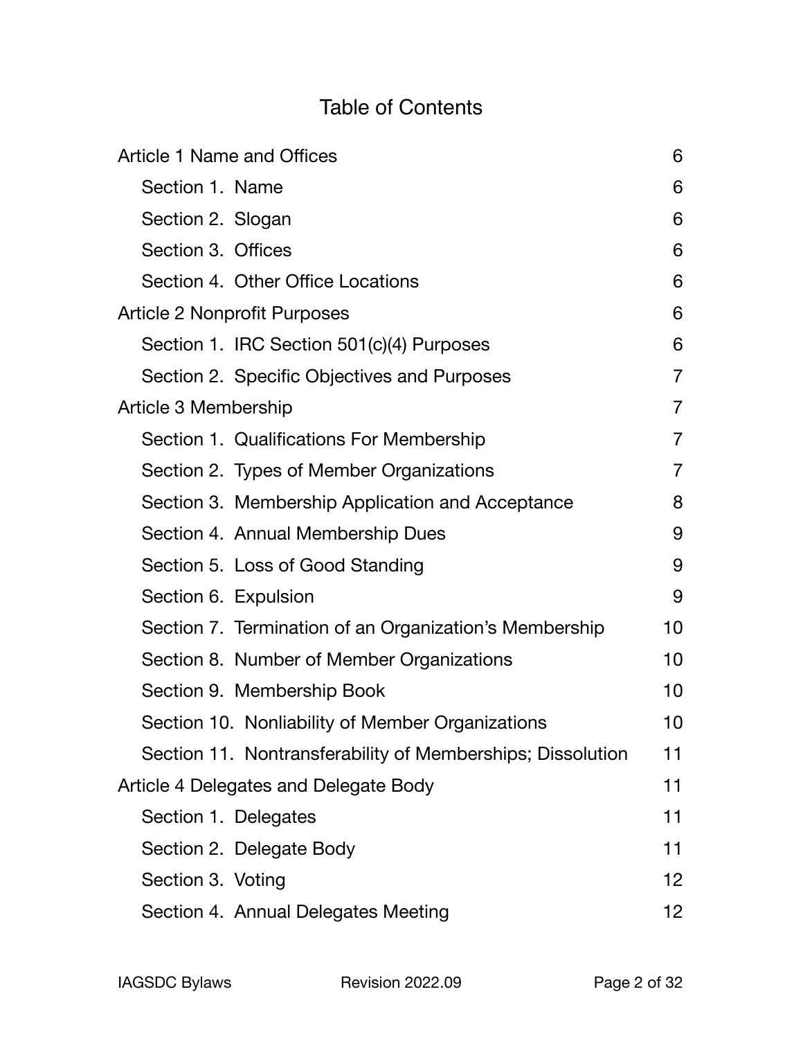# Table of Contents

| | |
|---|---|
| Article 1 Name and Offices | 6 |
| Section 1. Name | 6 |
| Section 2. Slogan | 6 |
| Section 3. Offices | 6 |
| Section 4. Other Office Locations | 6 |
| Article 2 Nonprofit Purposes | 6 |
| Section 1. IRC Section 501(c)(4) Purposes | 6 |
| Section 2. Specific Objectives and Purposes | 7 |
| Article 3 Membership | 7 |
| Section 1. Qualifications For Membership | 7 |
| Section 2. Types of Member Organizations | 7 |
| Section 3. Membership Application and Acceptance | 8 |
| Section 4. Annual Membership Dues | 9 |
| Section 5. Loss of Good Standing | 9 |
| Section 6. Expulsion | 9 |
| Section 7. Termination of an Organization's Membership | 10 |
| Section 8. Number of Member Organizations | 10 |
| Section 9. Membership Book | 10 |
| Section 10. Nonliability of Member Organizations | 10 |
| Section 11. Nontransferability of Memberships; Dissolution | 11 |
| Article 4 Delegates and Delegate Body | 11 |
| Section 1. Delegates | 11 |
| Section 2. Delegate Body | 11 |
| Section 3. Voting | 12 |
| Section 4. Annual Delegates Meeting | 12 |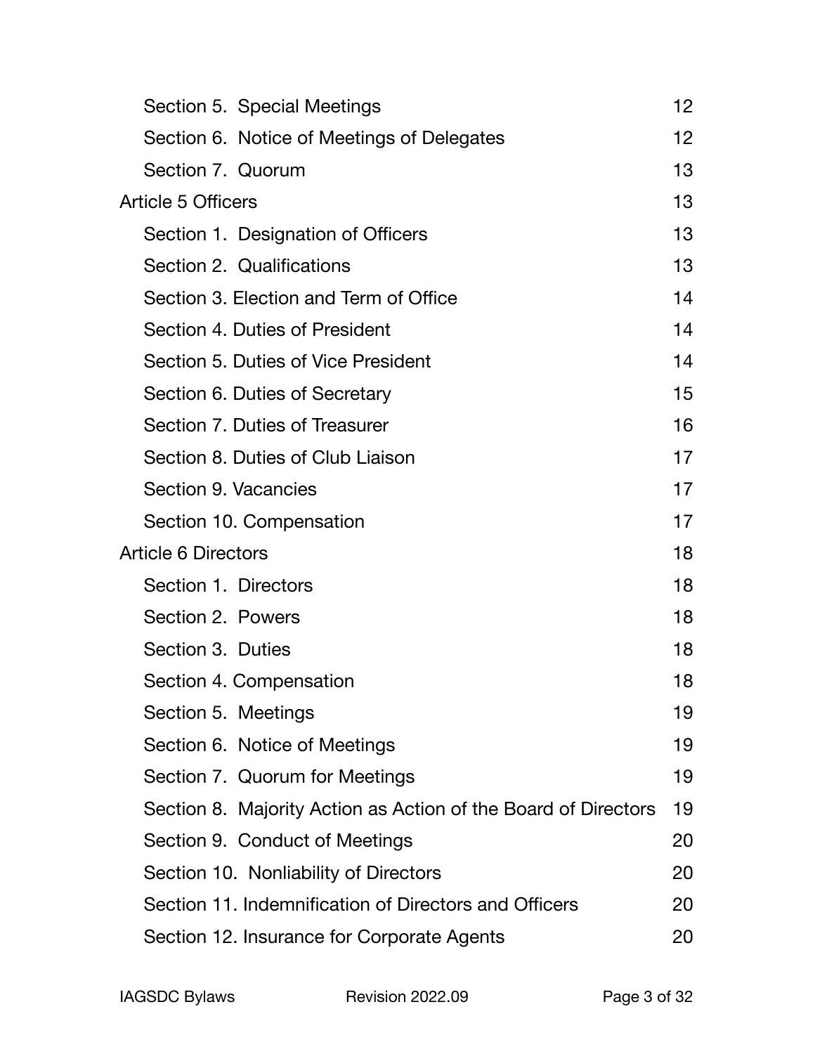| | |
|---|---|
| Section 5. Special Meetings | 12 |
| Section 6. Notice of Meetings of Delegates | 12 |
| Section 7. Quorum | 13 |
| Article 5 Officers | 13 |
| Section 1. Designation of Officers | 13 |
| Section 2. Qualifications | 13 |
| Section 3. Election and Term of Office | 14 |
| Section 4. Duties of President | 14 |
| Section 5. Duties of Vice President | 14 |
| Section 6. Duties of Secretary | 15 |
| Section 7. Duties of Treasurer | 16 |
| Section 8. Duties of Club Liaison | 17 |
| Section 9. Vacancies | 17 |
| Section 10. Compensation | 17 |
| Article 6 Directors | 18 |
| Section 1. Directors | 18 |
| Section 2. Powers | 18 |
| Section 3. Duties | 18 |
| Section 4. Compensation | 18 |
| Section 5. Meetings | 19 |
| Section 6. Notice of Meetings | 19 |
| Section 7. Quorum for Meetings | 19 |
| Section 8. Majority Action as Action of the Board of Directors | 19 |
| Section 9. Conduct of Meetings | 20 |
| Section 10. Nonliability of Directors | 20 |
| Section 11. Indemnification of Directors and Officers | 20 |
| Section 12. Insurance for Corporate Agents | 20 |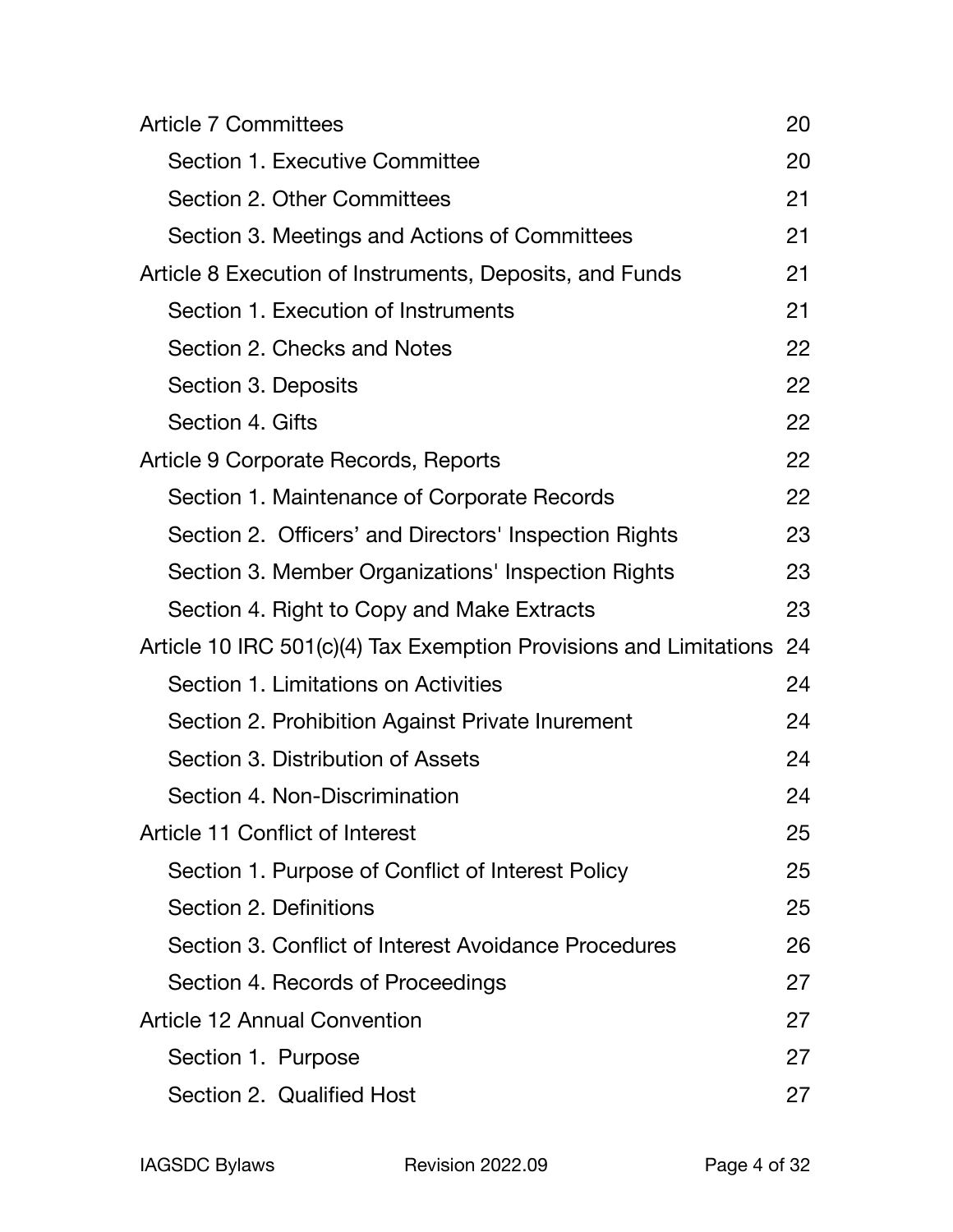| | |
|---|---|
| Article 7 Committees | 20 |
| Section 1. Executive Committee | 20 |
| Section 2. Other Committees | 21 |
| Section 3. Meetings and Actions of Committees | 21 |
| Article 8 Execution of Instruments, Deposits, and Funds | 21 |
| Section 1. Execution of Instruments | 21 |
| Section 2. Checks and Notes | 22 |
| Section 3. Deposits | 22 |
| Section 4. Gifts | 22 |
| Article 9 Corporate Records, Reports | 22 |
| Section 1. Maintenance of Corporate Records | 22 |
| Section 2. Officers' and Directors' Inspection Rights | 23 |
| Section 3. Member Organizations' Inspection Rights | 23 |
| Section 4. Right to Copy and Make Extracts | 23 |
| Article 10 IRC 501(c)(4) Tax Exemption Provisions and Limitations | 24 |
| Section 1. Limitations on Activities | 24 |
| Section 2. Prohibition Against Private Inurement | 24 |
| Section 3. Distribution of Assets | 24 |
| Section 4. Non-Discrimination | 24 |
| Article 11 Conflict of Interest | 25 |
| Section 1. Purpose of Conflict of Interest Policy | 25 |
| Section 2. Definitions | 25 |
| Section 3. Conflict of Interest Avoidance Procedures | 26 |
| Section 4. Records of Proceedings | 27 |
| Article 12 Annual Convention | 27 |
| Section 1. Purpose | 27 |
| Section 2. Qualified Host | 27 |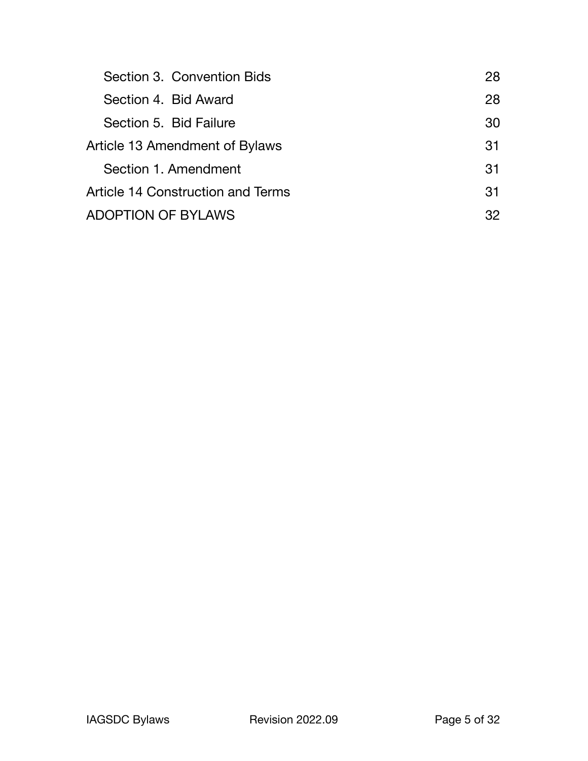| | |
|---|---|
| Section 3.  Convention Bids | 28 |
| Section 4.  Bid Award | 28 |
| Section 5.  Bid Failure | 30 |
| Article 13 Amendment of Bylaws | 31 |
| Section 1. Amendment | 31 |
| Article 14 Construction and Terms | 31 |
| ADOPTION OF BYLAWS | 32 |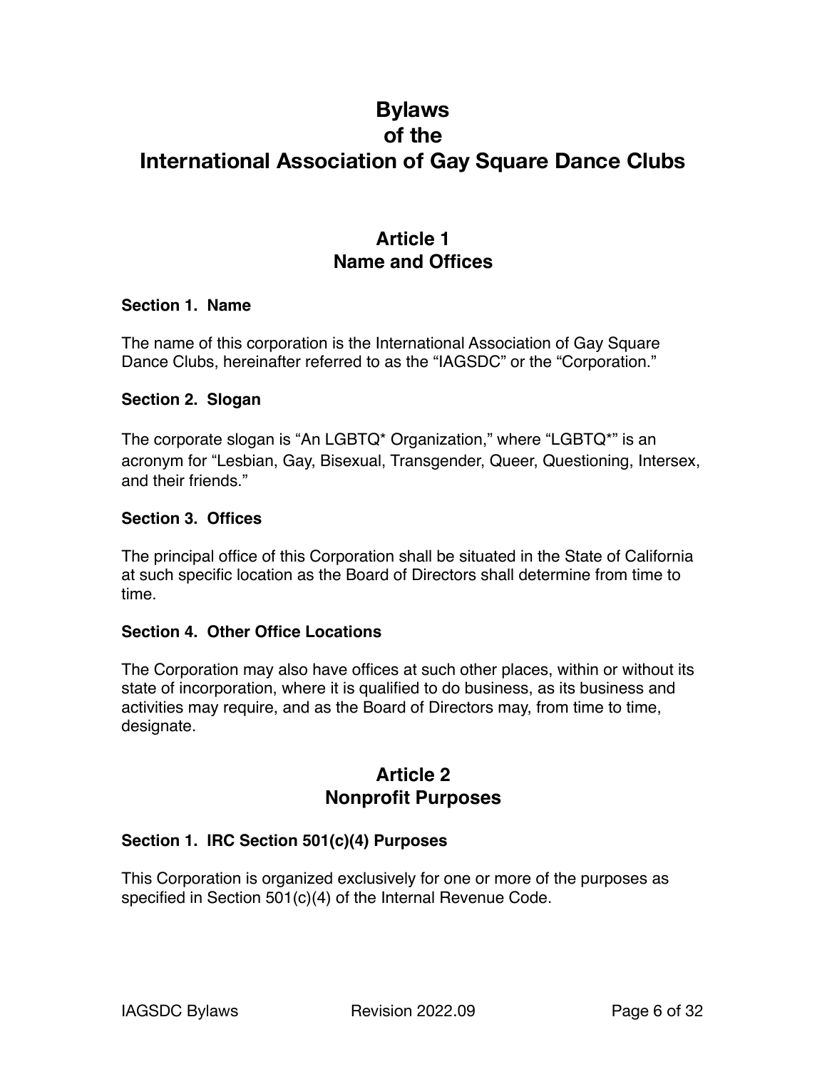# Bylaws
# of the
# International Association of Gay Square Dance Clubs

## Article 1
## Name and Offices

### Section 1. Name

The name of this corporation is the International Association of Gay Square Dance Clubs, hereinafter referred to as the "IAGSDC" or the "Corporation."

### Section 2. Slogan

The corporate slogan is "An LGBTQ* Organization," where "LGBTQ*" is an acronym for "Lesbian, Gay, Bisexual, Transgender, Queer, Questioning, Intersex, and their friends."

### Section 3. Offices

The principal office of this Corporation shall be situated in the State of California at such specific location as the Board of Directors shall determine from time to time.

### Section 4. Other Office Locations

The Corporation may also have offices at such other places, within or without its state of incorporation, where it is qualified to do business, as its business and activities may require, and as the Board of Directors may, from time to time, designate.

## Article 2
## Nonprofit Purposes

### Section 1. IRC Section 501(c)(4) Purposes

This Corporation is organized exclusively for one or more of the purposes as specified in Section 501(c)(4) of the Internal Revenue Code.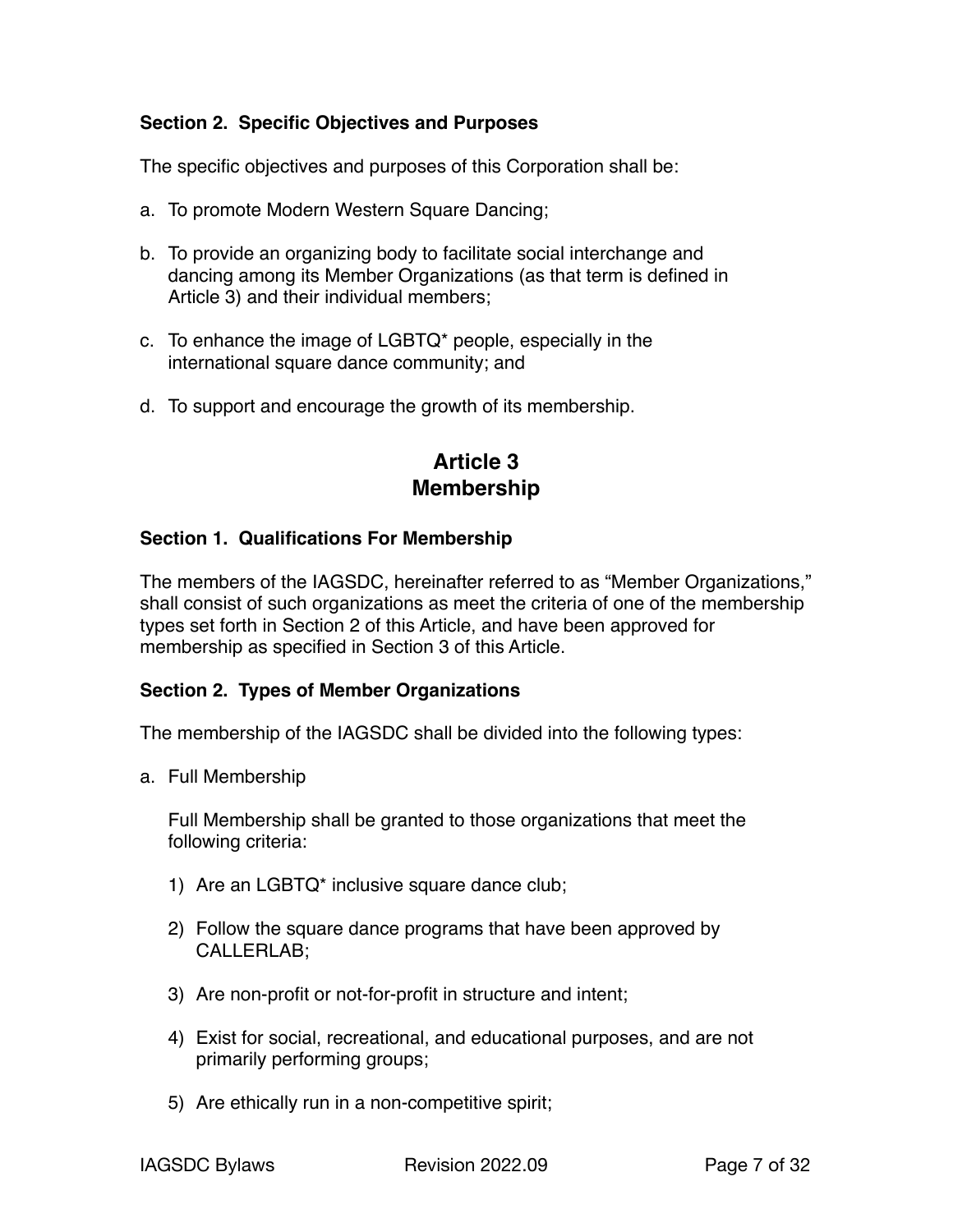### Section 2.  Specific Objectives and Purposes

The specific objectives and purposes of this Corporation shall be:

a. To promote Modern Western Square Dancing;

b. To provide an organizing body to facilitate social interchange and dancing among its Member Organizations (as that term is defined in Article 3) and their individual members;

c. To enhance the image of LGBTQ* people, especially in the international square dance community; and

d. To support and encourage the growth of its membership.

## Article 3
## Membership

### Section 1.  Qualifications For Membership

The members of the IAGSDC, hereinafter referred to as "Member Organizations," shall consist of such organizations as meet the criteria of one of the membership types set forth in Section 2 of this Article, and have been approved for membership as specified in Section 3 of this Article.

### Section 2.  Types of Member Organizations

The membership of the IAGSDC shall be divided into the following types:

a. Full Membership

   Full Membership shall be granted to those organizations that meet the following criteria:

   1) Are an LGBTQ* inclusive square dance club;

   2) Follow the square dance programs that have been approved by CALLERLAB;

   3) Are non-profit or not-for-profit in structure and intent;

   4) Exist for social, recreational, and educational purposes, and are not primarily performing groups;

   5) Are ethically run in a non-competitive spirit;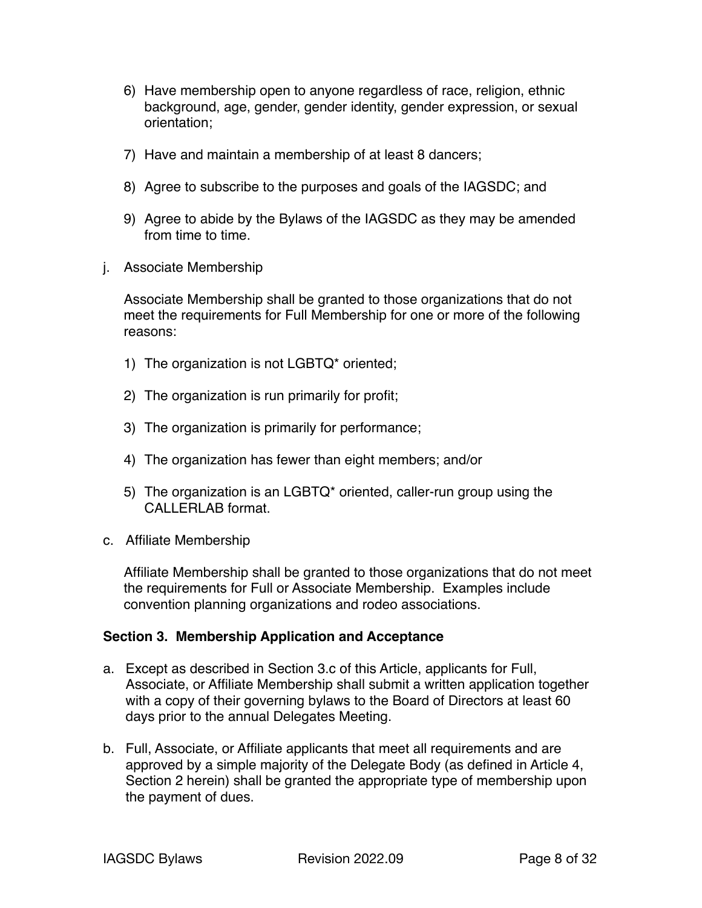6) Have membership open to anyone regardless of race, religion, ethnic background, age, gender, gender identity, gender expression, or sexual orientation;

7) Have and maintain a membership of at least 8 dancers;

8) Agree to subscribe to the purposes and goals of the IAGSDC; and

9) Agree to abide by the Bylaws of the IAGSDC as they may be amended from time to time.

j. Associate Membership

Associate Membership shall be granted to those organizations that do not meet the requirements for Full Membership for one or more of the following reasons:

1) The organization is not LGBTQ* oriented;

2) The organization is run primarily for profit;

3) The organization is primarily for performance;

4) The organization has fewer than eight members; and/or

5) The organization is an LGBTQ* oriented, caller-run group using the CALLERLAB format.

c. Affiliate Membership

Affiliate Membership shall be granted to those organizations that do not meet the requirements for Full or Associate Membership. Examples include convention planning organizations and rodeo associations.

### Section 3. Membership Application and Acceptance

a. Except as described in Section 3.c of this Article, applicants for Full, Associate, or Affiliate Membership shall submit a written application together with a copy of their governing bylaws to the Board of Directors at least 60 days prior to the annual Delegates Meeting.

b. Full, Associate, or Affiliate applicants that meet all requirements and are approved by a simple majority of the Delegate Body (as defined in Article 4, Section 2 herein) shall be granted the appropriate type of membership upon the payment of dues.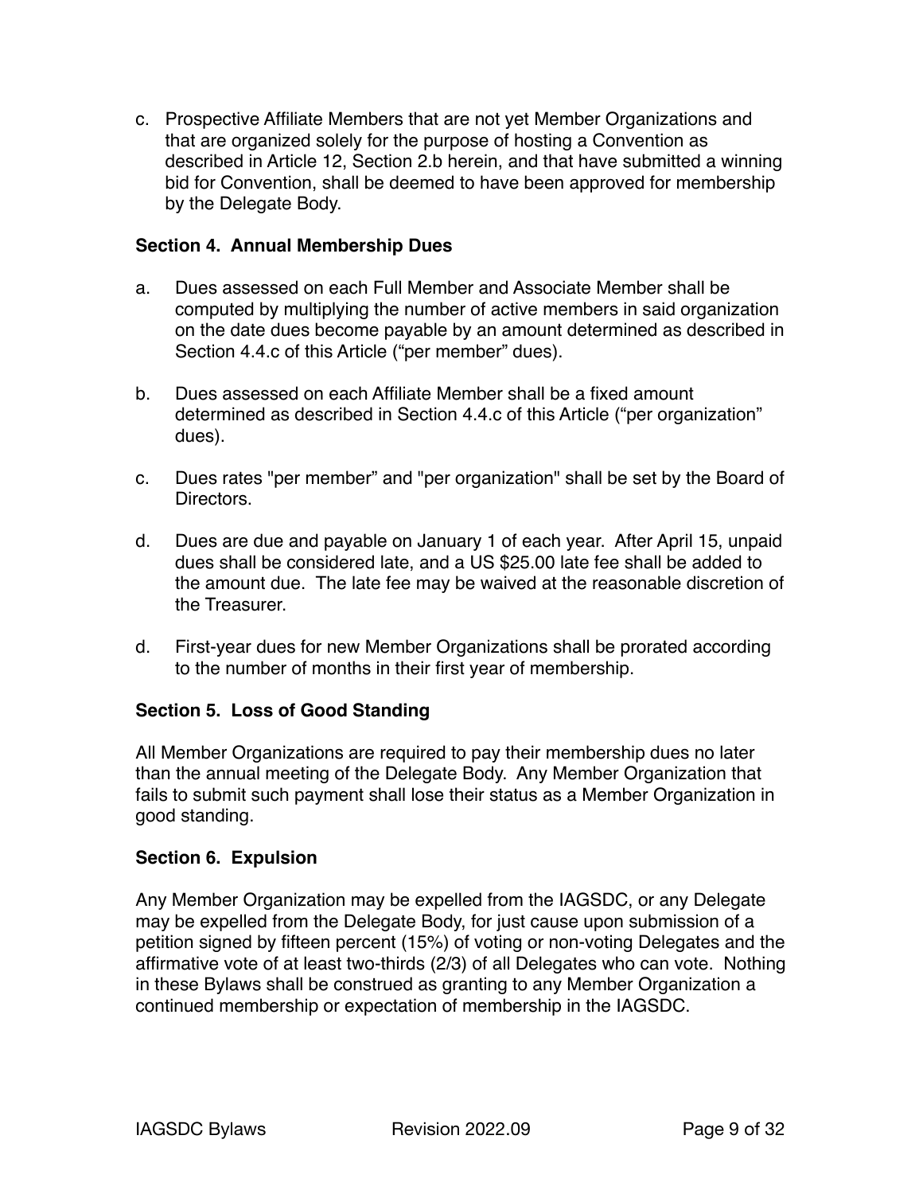c. Prospective Affiliate Members that are not yet Member Organizations and that are organized solely for the purpose of hosting a Convention as described in Article 12, Section 2.b herein, and that have submitted a winning bid for Convention, shall be deemed to have been approved for membership by the Delegate Body.

**Section 4. Annual Membership Dues**

a. Dues assessed on each Full Member and Associate Member shall be computed by multiplying the number of active members in said organization on the date dues become payable by an amount determined as described in Section 4.4.c of this Article ("per member" dues).

b. Dues assessed on each Affiliate Member shall be a fixed amount determined as described in Section 4.4.c of this Article ("per organization" dues).

c. Dues rates "per member" and "per organization" shall be set by the Board of Directors.

d. Dues are due and payable on January 1 of each year. After April 15, unpaid dues shall be considered late, and a US $25.00 late fee shall be added to the amount due. The late fee may be waived at the reasonable discretion of the Treasurer.

d. First-year dues for new Member Organizations shall be prorated according to the number of months in their first year of membership.

**Section 5. Loss of Good Standing**

All Member Organizations are required to pay their membership dues no later than the annual meeting of the Delegate Body. Any Member Organization that fails to submit such payment shall lose their status as a Member Organization in good standing.

**Section 6. Expulsion**

Any Member Organization may be expelled from the IAGSDC, or any Delegate may be expelled from the Delegate Body, for just cause upon submission of a petition signed by fifteen percent (15%) of voting or non-voting Delegates and the affirmative vote of at least two-thirds (2/3) of all Delegates who can vote. Nothing in these Bylaws shall be construed as granting to any Member Organization a continued membership or expectation of membership in the IAGSDC.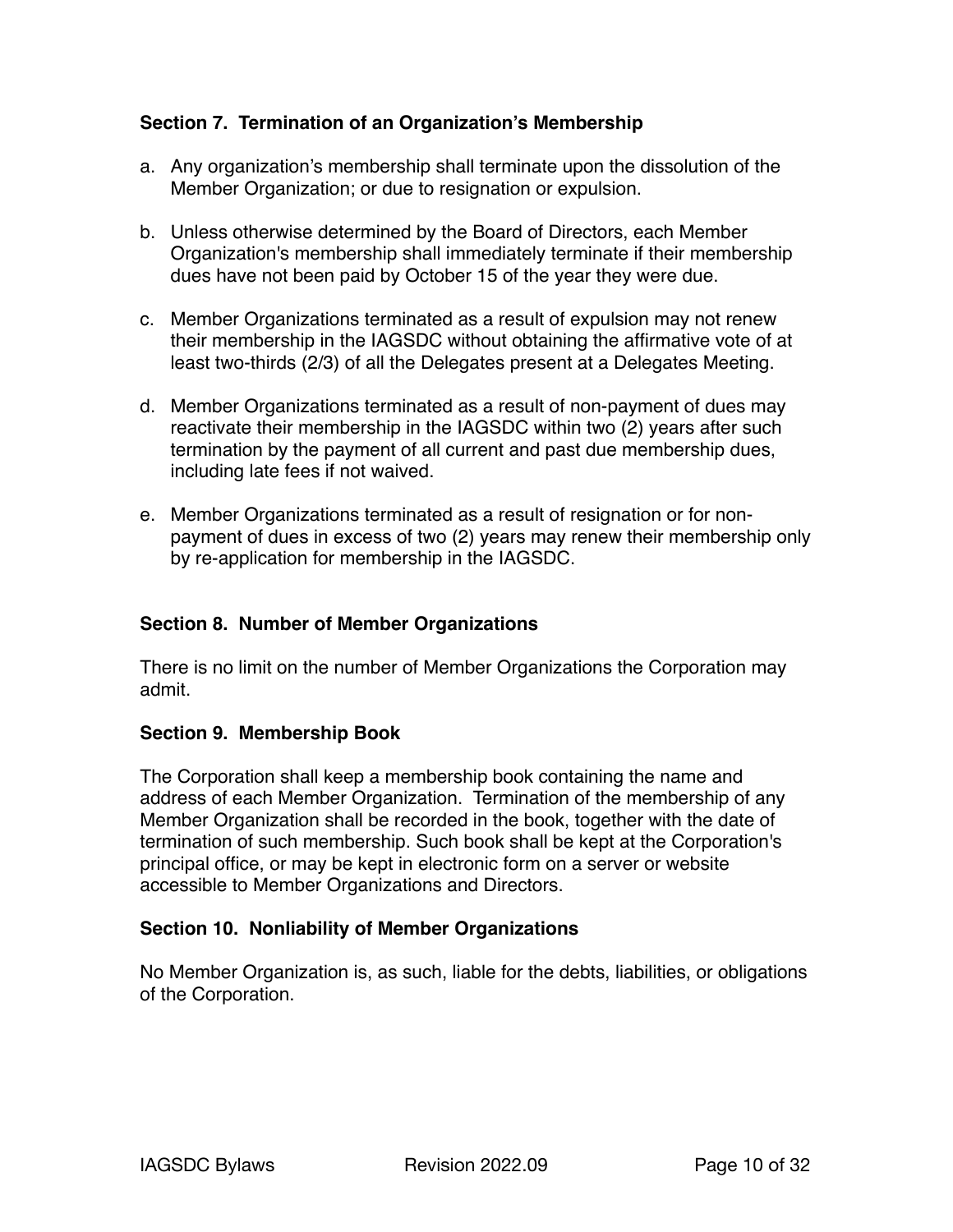### Section 7. Termination of an Organization's Membership

a. Any organization's membership shall terminate upon the dissolution of the Member Organization; or due to resignation or expulsion.

b. Unless otherwise determined by the Board of Directors, each Member Organization's membership shall immediately terminate if their membership dues have not been paid by October 15 of the year they were due.

c. Member Organizations terminated as a result of expulsion may not renew their membership in the IAGSDC without obtaining the affirmative vote of at least two-thirds (2/3) of all the Delegates present at a Delegates Meeting.

d. Member Organizations terminated as a result of non-payment of dues may reactivate their membership in the IAGSDC within two (2) years after such termination by the payment of all current and past due membership dues, including late fees if not waived.

e. Member Organizations terminated as a result of resignation or for non-payment of dues in excess of two (2) years may renew their membership only by re-application for membership in the IAGSDC.

### Section 8. Number of Member Organizations

There is no limit on the number of Member Organizations the Corporation may admit.

### Section 9. Membership Book

The Corporation shall keep a membership book containing the name and address of each Member Organization. Termination of the membership of any Member Organization shall be recorded in the book, together with the date of termination of such membership. Such book shall be kept at the Corporation's principal office, or may be kept in electronic form on a server or website accessible to Member Organizations and Directors.

### Section 10. Nonliability of Member Organizations

No Member Organization is, as such, liable for the debts, liabilities, or obligations of the Corporation.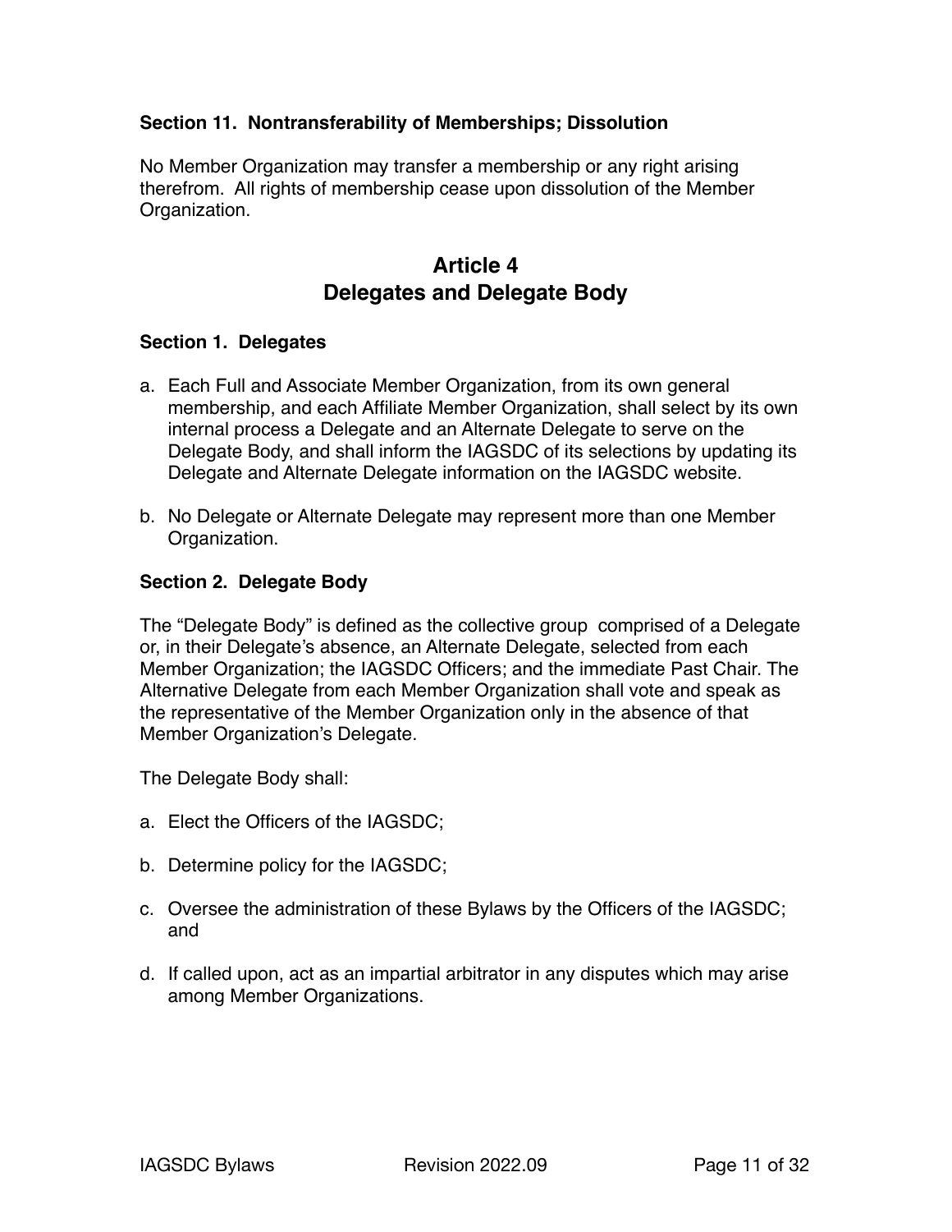### Section 11. Nontransferability of Memberships; Dissolution

No Member Organization may transfer a membership or any right arising therefrom. All rights of membership cease upon dissolution of the Member Organization.

## Article 4
## Delegates and Delegate Body

### Section 1. Delegates

a. Each Full and Associate Member Organization, from its own general membership, and each Affiliate Member Organization, shall select by its own internal process a Delegate and an Alternate Delegate to serve on the Delegate Body, and shall inform the IAGSDC of its selections by updating its Delegate and Alternate Delegate information on the IAGSDC website.

b. No Delegate or Alternate Delegate may represent more than one Member Organization.

### Section 2. Delegate Body

The "Delegate Body" is defined as the collective group comprised of a Delegate or, in their Delegate's absence, an Alternate Delegate, selected from each Member Organization; the IAGSDC Officers; and the immediate Past Chair. The Alternative Delegate from each Member Organization shall vote and speak as the representative of the Member Organization only in the absence of that Member Organization's Delegate.

The Delegate Body shall:

a. Elect the Officers of the IAGSDC;

b. Determine policy for the IAGSDC;

c. Oversee the administration of these Bylaws by the Officers of the IAGSDC; and

d. If called upon, act as an impartial arbitrator in any disputes which may arise among Member Organizations.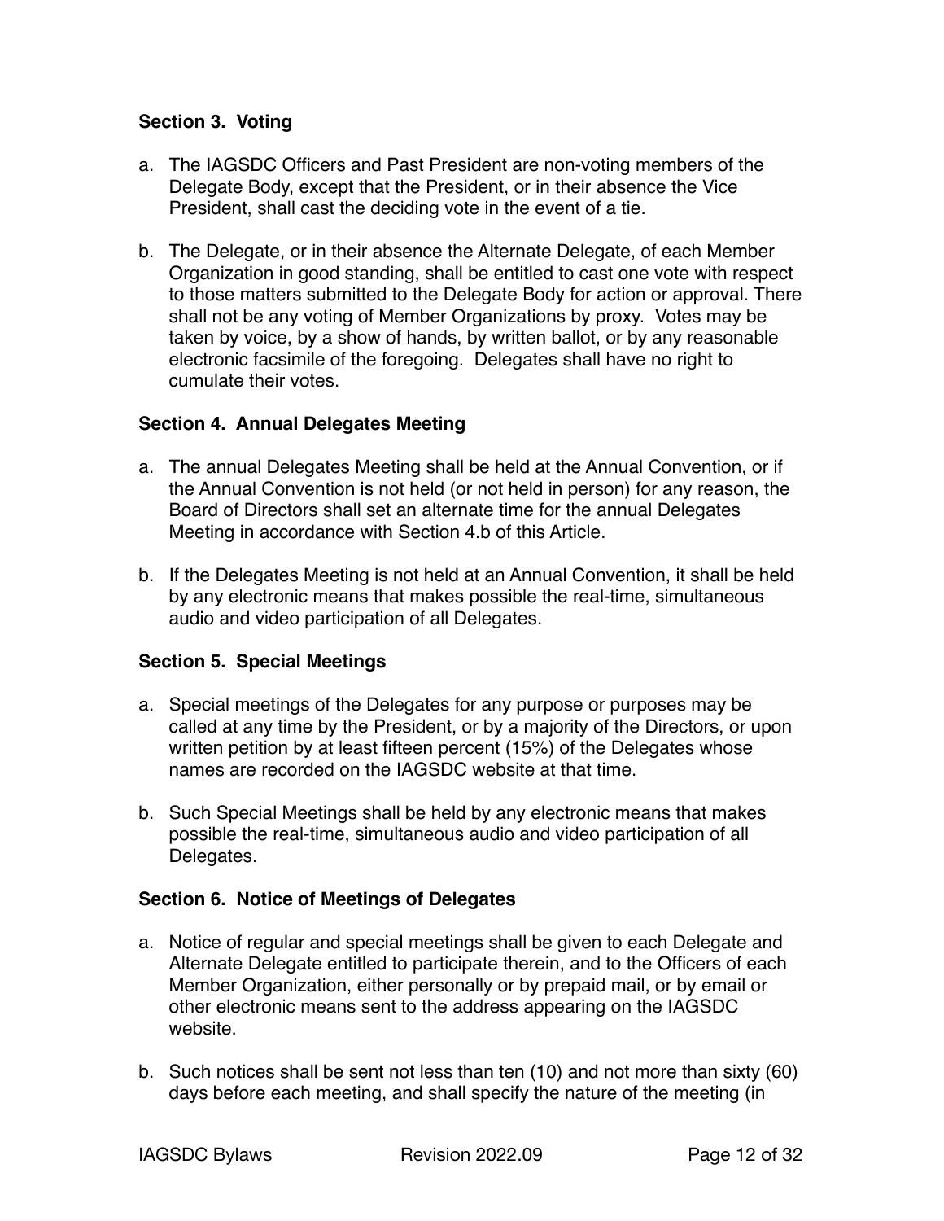**Section 3. Voting**

a. The IAGSDC Officers and Past President are non-voting members of the Delegate Body, except that the President, or in their absence the Vice President, shall cast the deciding vote in the event of a tie.

b. The Delegate, or in their absence the Alternate Delegate, of each Member Organization in good standing, shall be entitled to cast one vote with respect to those matters submitted to the Delegate Body for action or approval. There shall not be any voting of Member Organizations by proxy. Votes may be taken by voice, by a show of hands, by written ballot, or by any reasonable electronic facsimile of the foregoing. Delegates shall have no right to cumulate their votes.

**Section 4. Annual Delegates Meeting**

a. The annual Delegates Meeting shall be held at the Annual Convention, or if the Annual Convention is not held (or not held in person) for any reason, the Board of Directors shall set an alternate time for the annual Delegates Meeting in accordance with Section 4.b of this Article.

b. If the Delegates Meeting is not held at an Annual Convention, it shall be held by any electronic means that makes possible the real-time, simultaneous audio and video participation of all Delegates.

**Section 5. Special Meetings**

a. Special meetings of the Delegates for any purpose or purposes may be called at any time by the President, or by a majority of the Directors, or upon written petition by at least fifteen percent (15%) of the Delegates whose names are recorded on the IAGSDC website at that time.

b. Such Special Meetings shall be held by any electronic means that makes possible the real-time, simultaneous audio and video participation of all Delegates.

**Section 6. Notice of Meetings of Delegates**

a. Notice of regular and special meetings shall be given to each Delegate and Alternate Delegate entitled to participate therein, and to the Officers of each Member Organization, either personally or by prepaid mail, or by email or other electronic means sent to the address appearing on the IAGSDC website.

b. Such notices shall be sent not less than ten (10) and not more than sixty (60) days before each meeting, and shall specify the nature of the meeting (in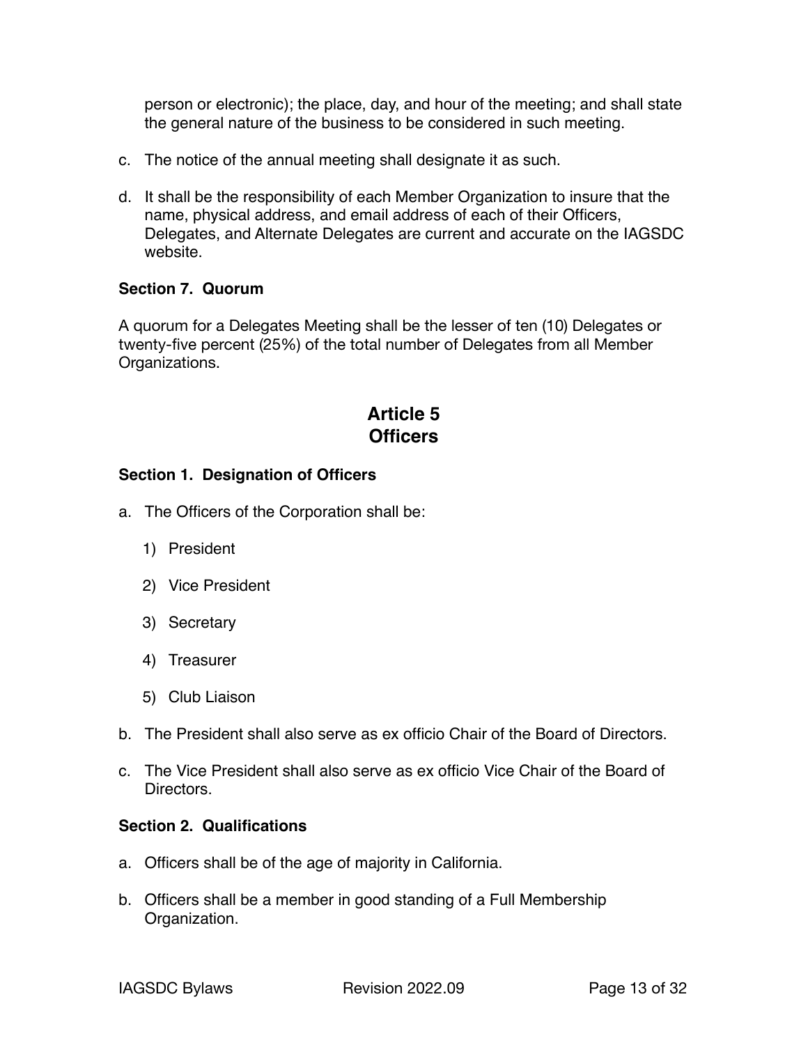person or electronic); the place, day, and hour of the meeting; and shall state the general nature of the business to be considered in such meeting.

c. The notice of the annual meeting shall designate it as such.

d. It shall be the responsibility of each Member Organization to insure that the name, physical address, and email address of each of their Officers, Delegates, and Alternate Delegates are current and accurate on the IAGSDC website.

### Section 7. Quorum

A quorum for a Delegates Meeting shall be the lesser of ten (10) Delegates or twenty-five percent (25%) of the total number of Delegates from all Member Organizations.

## Article 5
## Officers

### Section 1. Designation of Officers

a. The Officers of the Corporation shall be:

   1) President

   2) Vice President

   3) Secretary

   4) Treasurer

   5) Club Liaison

b. The President shall also serve as ex officio Chair of the Board of Directors.

c. The Vice President shall also serve as ex officio Vice Chair of the Board of Directors.

### Section 2. Qualifications

a. Officers shall be of the age of majority in California.

b. Officers shall be a member in good standing of a Full Membership Organization.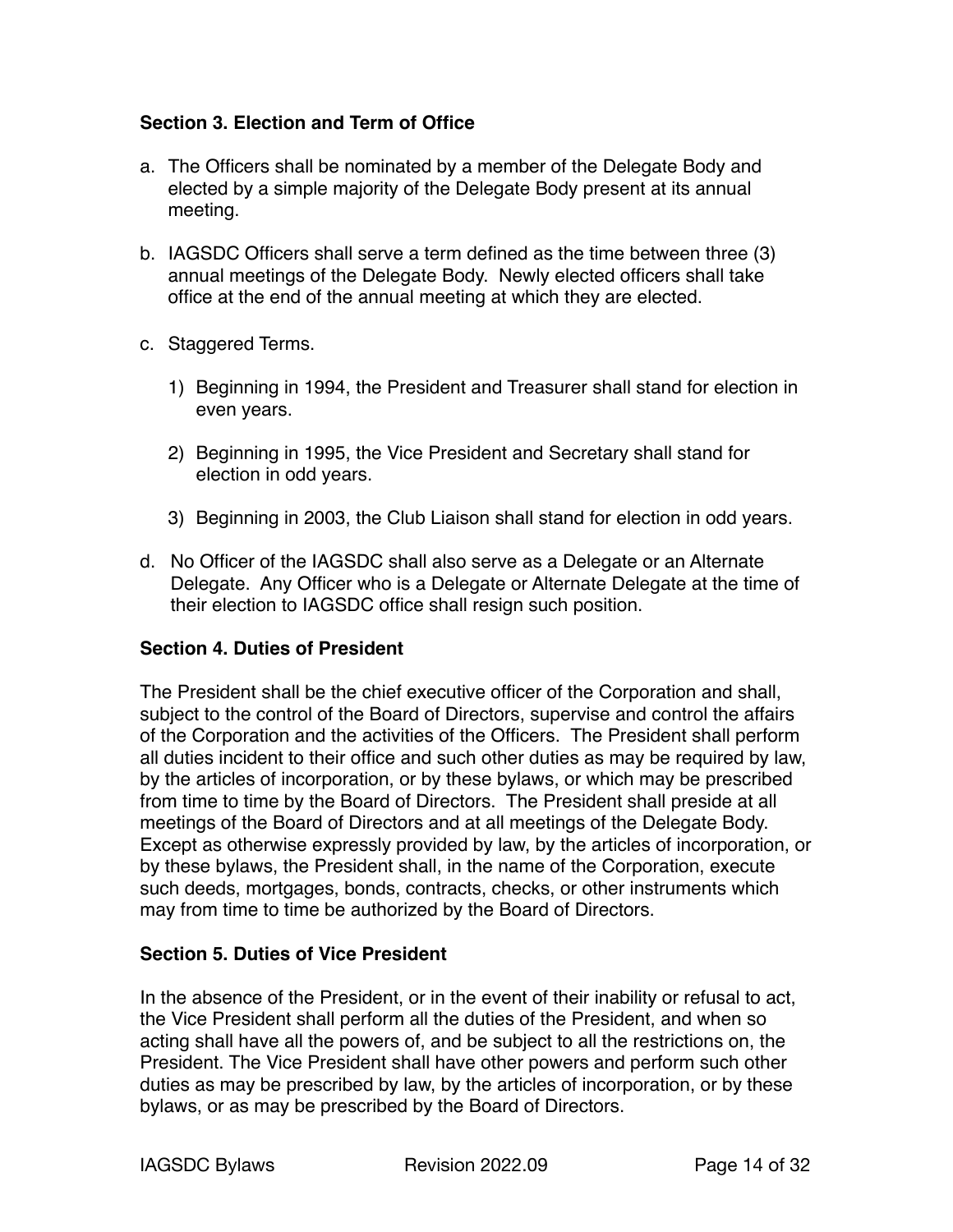### Section 3. Election and Term of Office

a. The Officers shall be nominated by a member of the Delegate Body and elected by a simple majority of the Delegate Body present at its annual meeting.

b. IAGSDC Officers shall serve a term defined as the time between three (3) annual meetings of the Delegate Body. Newly elected officers shall take office at the end of the annual meeting at which they are elected.

c. Staggered Terms.

   1) Beginning in 1994, the President and Treasurer shall stand for election in even years.

   2) Beginning in 1995, the Vice President and Secretary shall stand for election in odd years.

   3) Beginning in 2003, the Club Liaison shall stand for election in odd years.

d. No Officer of the IAGSDC shall also serve as a Delegate or an Alternate Delegate. Any Officer who is a Delegate or Alternate Delegate at the time of their election to IAGSDC office shall resign such position.

### Section 4. Duties of President

The President shall be the chief executive officer of the Corporation and shall, subject to the control of the Board of Directors, supervise and control the affairs of the Corporation and the activities of the Officers. The President shall perform all duties incident to their office and such other duties as may be required by law, by the articles of incorporation, or by these bylaws, or which may be prescribed from time to time by the Board of Directors. The President shall preside at all meetings of the Board of Directors and at all meetings of the Delegate Body. Except as otherwise expressly provided by law, by the articles of incorporation, or by these bylaws, the President shall, in the name of the Corporation, execute such deeds, mortgages, bonds, contracts, checks, or other instruments which may from time to time be authorized by the Board of Directors.

### Section 5. Duties of Vice President

In the absence of the President, or in the event of their inability or refusal to act, the Vice President shall perform all the duties of the President, and when so acting shall have all the powers of, and be subject to all the restrictions on, the President. The Vice President shall have other powers and perform such other duties as may be prescribed by law, by the articles of incorporation, or by these bylaws, or as may be prescribed by the Board of Directors.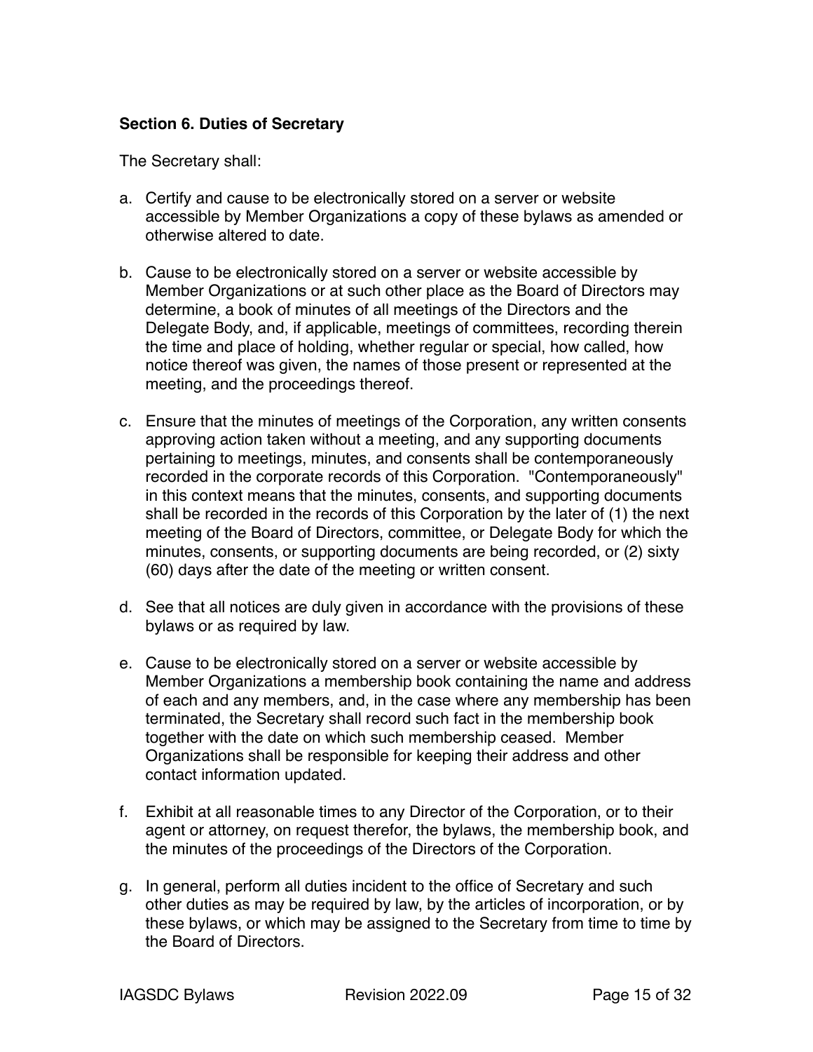### Section 6. Duties of Secretary

The Secretary shall:

a. Certify and cause to be electronically stored on a server or website accessible by Member Organizations a copy of these bylaws as amended or otherwise altered to date.

b. Cause to be electronically stored on a server or website accessible by Member Organizations or at such other place as the Board of Directors may determine, a book of minutes of all meetings of the Directors and the Delegate Body, and, if applicable, meetings of committees, recording therein the time and place of holding, whether regular or special, how called, how notice thereof was given, the names of those present or represented at the meeting, and the proceedings thereof.

c. Ensure that the minutes of meetings of the Corporation, any written consents approving action taken without a meeting, and any supporting documents pertaining to meetings, minutes, and consents shall be contemporaneously recorded in the corporate records of this Corporation. "Contemporaneously" in this context means that the minutes, consents, and supporting documents shall be recorded in the records of this Corporation by the later of (1) the next meeting of the Board of Directors, committee, or Delegate Body for which the minutes, consents, or supporting documents are being recorded, or (2) sixty (60) days after the date of the meeting or written consent.

d. See that all notices are duly given in accordance with the provisions of these bylaws or as required by law.

e. Cause to be electronically stored on a server or website accessible by Member Organizations a membership book containing the name and address of each and any members, and, in the case where any membership has been terminated, the Secretary shall record such fact in the membership book together with the date on which such membership ceased. Member Organizations shall be responsible for keeping their address and other contact information updated.

f. Exhibit at all reasonable times to any Director of the Corporation, or to their agent or attorney, on request therefor, the bylaws, the membership book, and the minutes of the proceedings of the Directors of the Corporation.

g. In general, perform all duties incident to the office of Secretary and such other duties as may be required by law, by the articles of incorporation, or by these bylaws, or which may be assigned to the Secretary from time to time by the Board of Directors.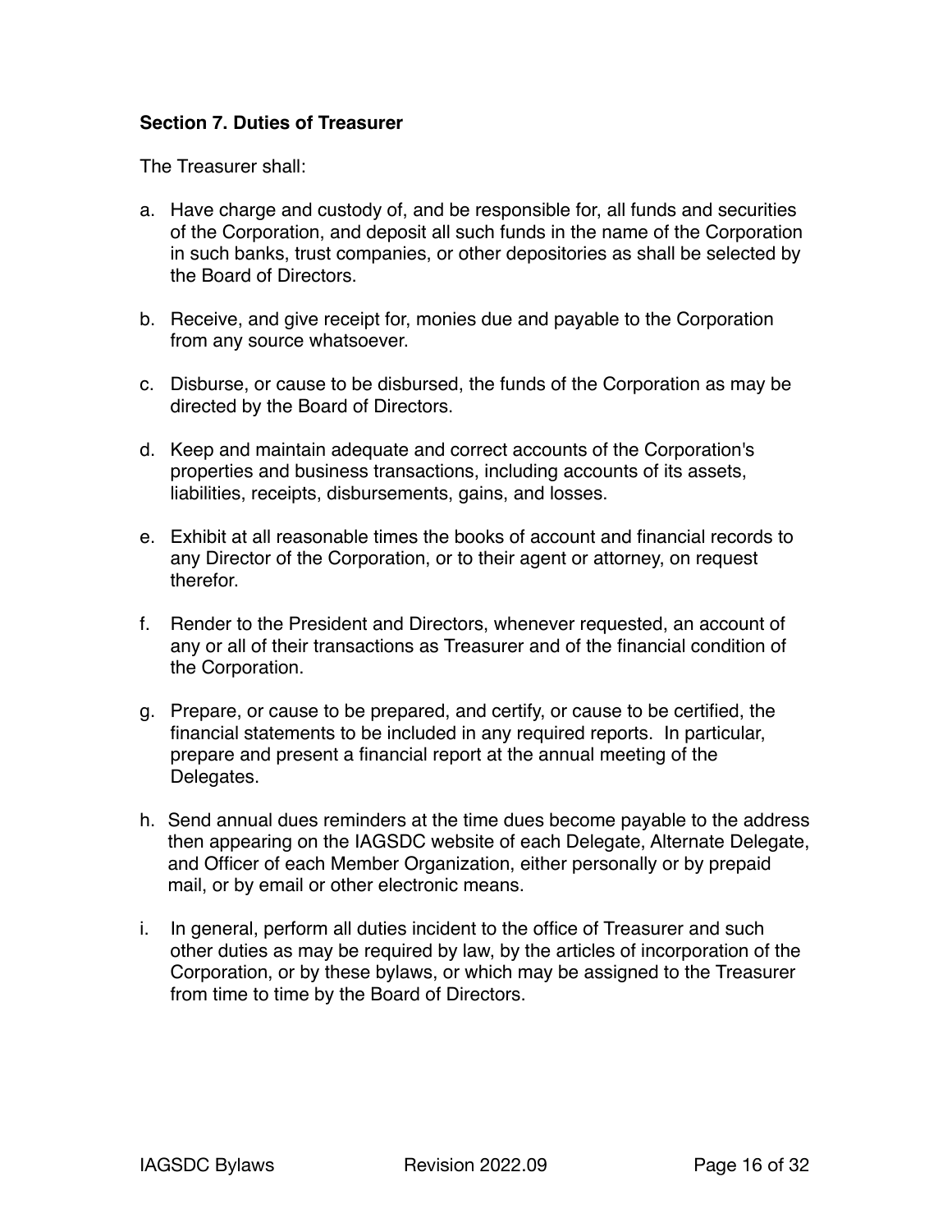**Section 7. Duties of Treasurer**

The Treasurer shall:

a. Have charge and custody of, and be responsible for, all funds and securities of the Corporation, and deposit all such funds in the name of the Corporation in such banks, trust companies, or other depositories as shall be selected by the Board of Directors.

b. Receive, and give receipt for, monies due and payable to the Corporation from any source whatsoever.

c. Disburse, or cause to be disbursed, the funds of the Corporation as may be directed by the Board of Directors.

d. Keep and maintain adequate and correct accounts of the Corporation's properties and business transactions, including accounts of its assets, liabilities, receipts, disbursements, gains, and losses.

e. Exhibit at all reasonable times the books of account and financial records to any Director of the Corporation, or to their agent or attorney, on request therefor.

f. Render to the President and Directors, whenever requested, an account of any or all of their transactions as Treasurer and of the financial condition of the Corporation.

g. Prepare, or cause to be prepared, and certify, or cause to be certified, the financial statements to be included in any required reports. In particular, prepare and present a financial report at the annual meeting of the Delegates.

h. Send annual dues reminders at the time dues become payable to the address then appearing on the IAGSDC website of each Delegate, Alternate Delegate, and Officer of each Member Organization, either personally or by prepaid mail, or by email or other electronic means.

i. In general, perform all duties incident to the office of Treasurer and such other duties as may be required by law, by the articles of incorporation of the Corporation, or by these bylaws, or which may be assigned to the Treasurer from time to time by the Board of Directors.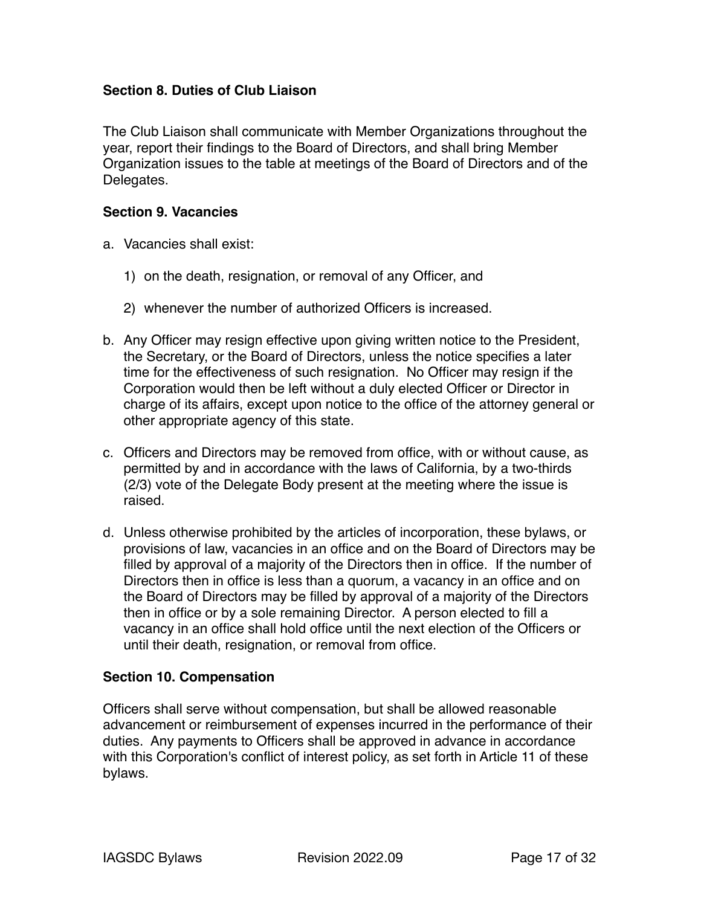### Section 8. Duties of Club Liaison

The Club Liaison shall communicate with Member Organizations throughout the year, report their findings to the Board of Directors, and shall bring Member Organization issues to the table at meetings of the Board of Directors and of the Delegates.

### Section 9. Vacancies

a. Vacancies shall exist:

   1) on the death, resignation, or removal of any Officer, and

   2) whenever the number of authorized Officers is increased.

b. Any Officer may resign effective upon giving written notice to the President, the Secretary, or the Board of Directors, unless the notice specifies a later time for the effectiveness of such resignation. No Officer may resign if the Corporation would then be left without a duly elected Officer or Director in charge of its affairs, except upon notice to the office of the attorney general or other appropriate agency of this state.

c. Officers and Directors may be removed from office, with or without cause, as permitted by and in accordance with the laws of California, by a two-thirds (2/3) vote of the Delegate Body present at the meeting where the issue is raised.

d. Unless otherwise prohibited by the articles of incorporation, these bylaws, or provisions of law, vacancies in an office and on the Board of Directors may be filled by approval of a majority of the Directors then in office. If the number of Directors then in office is less than a quorum, a vacancy in an office and on the Board of Directors may be filled by approval of a majority of the Directors then in office or by a sole remaining Director. A person elected to fill a vacancy in an office shall hold office until the next election of the Officers or until their death, resignation, or removal from office.

### Section 10. Compensation

Officers shall serve without compensation, but shall be allowed reasonable advancement or reimbursement of expenses incurred in the performance of their duties. Any payments to Officers shall be approved in advance in accordance with this Corporation's conflict of interest policy, as set forth in Article 11 of these bylaws.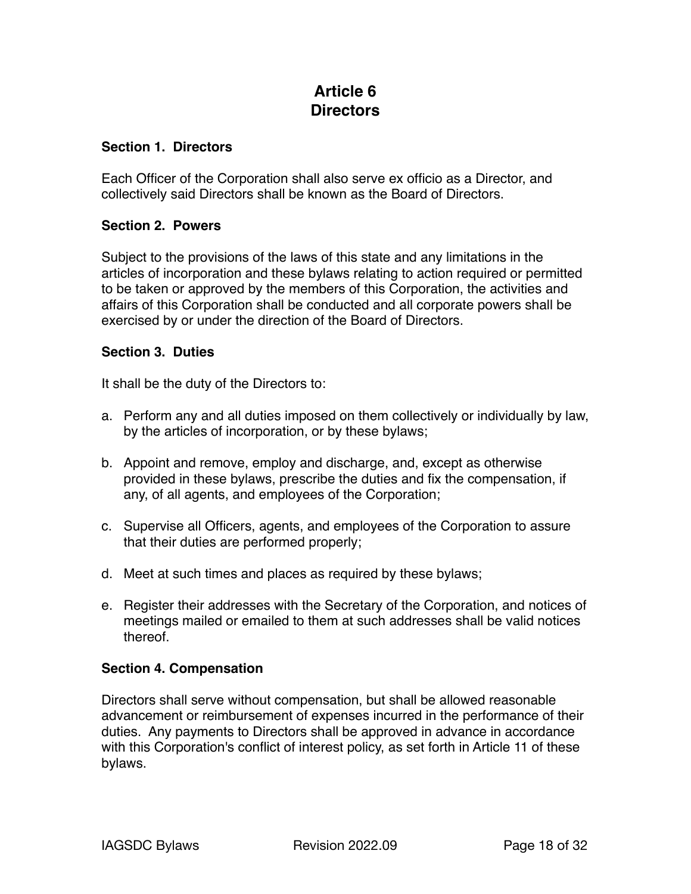# Article 6
# Directors

### Section 1. Directors

Each Officer of the Corporation shall also serve ex officio as a Director, and collectively said Directors shall be known as the Board of Directors.

### Section 2. Powers

Subject to the provisions of the laws of this state and any limitations in the articles of incorporation and these bylaws relating to action required or permitted to be taken or approved by the members of this Corporation, the activities and affairs of this Corporation shall be conducted and all corporate powers shall be exercised by or under the direction of the Board of Directors.

### Section 3. Duties

It shall be the duty of the Directors to:

a. Perform any and all duties imposed on them collectively or individually by law, by the articles of incorporation, or by these bylaws;

b. Appoint and remove, employ and discharge, and, except as otherwise provided in these bylaws, prescribe the duties and fix the compensation, if any, of all agents, and employees of the Corporation;

c. Supervise all Officers, agents, and employees of the Corporation to assure that their duties are performed properly;

d. Meet at such times and places as required by these bylaws;

e. Register their addresses with the Secretary of the Corporation, and notices of meetings mailed or emailed to them at such addresses shall be valid notices thereof.

### Section 4. Compensation

Directors shall serve without compensation, but shall be allowed reasonable advancement or reimbursement of expenses incurred in the performance of their duties. Any payments to Directors shall be approved in advance in accordance with this Corporation's conflict of interest policy, as set forth in Article 11 of these bylaws.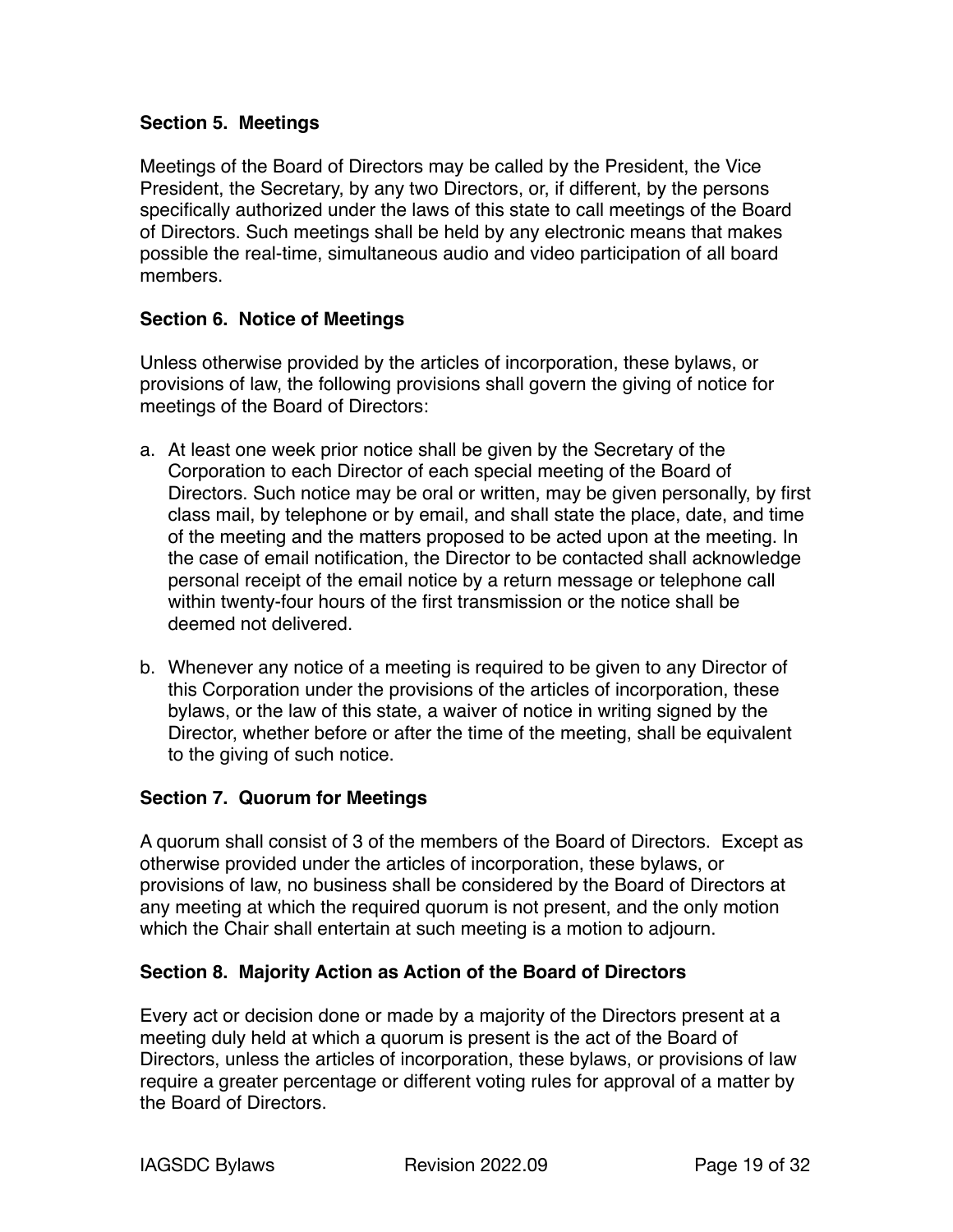**Section 5. Meetings**

Meetings of the Board of Directors may be called by the President, the Vice President, the Secretary, by any two Directors, or, if different, by the persons specifically authorized under the laws of this state to call meetings of the Board of Directors. Such meetings shall be held by any electronic means that makes possible the real-time, simultaneous audio and video participation of all board members.

**Section 6. Notice of Meetings**

Unless otherwise provided by the articles of incorporation, these bylaws, or provisions of law, the following provisions shall govern the giving of notice for meetings of the Board of Directors:

a. At least one week prior notice shall be given by the Secretary of the Corporation to each Director of each special meeting of the Board of Directors. Such notice may be oral or written, may be given personally, by first class mail, by telephone or by email, and shall state the place, date, and time of the meeting and the matters proposed to be acted upon at the meeting. In the case of email notification, the Director to be contacted shall acknowledge personal receipt of the email notice by a return message or telephone call within twenty-four hours of the first transmission or the notice shall be deemed not delivered.

b. Whenever any notice of a meeting is required to be given to any Director of this Corporation under the provisions of the articles of incorporation, these bylaws, or the law of this state, a waiver of notice in writing signed by the Director, whether before or after the time of the meeting, shall be equivalent to the giving of such notice.

**Section 7. Quorum for Meetings**

A quorum shall consist of 3 of the members of the Board of Directors. Except as otherwise provided under the articles of incorporation, these bylaws, or provisions of law, no business shall be considered by the Board of Directors at any meeting at which the required quorum is not present, and the only motion which the Chair shall entertain at such meeting is a motion to adjourn.

**Section 8. Majority Action as Action of the Board of Directors**

Every act or decision done or made by a majority of the Directors present at a meeting duly held at which a quorum is present is the act of the Board of Directors, unless the articles of incorporation, these bylaws, or provisions of law require a greater percentage or different voting rules for approval of a matter by the Board of Directors.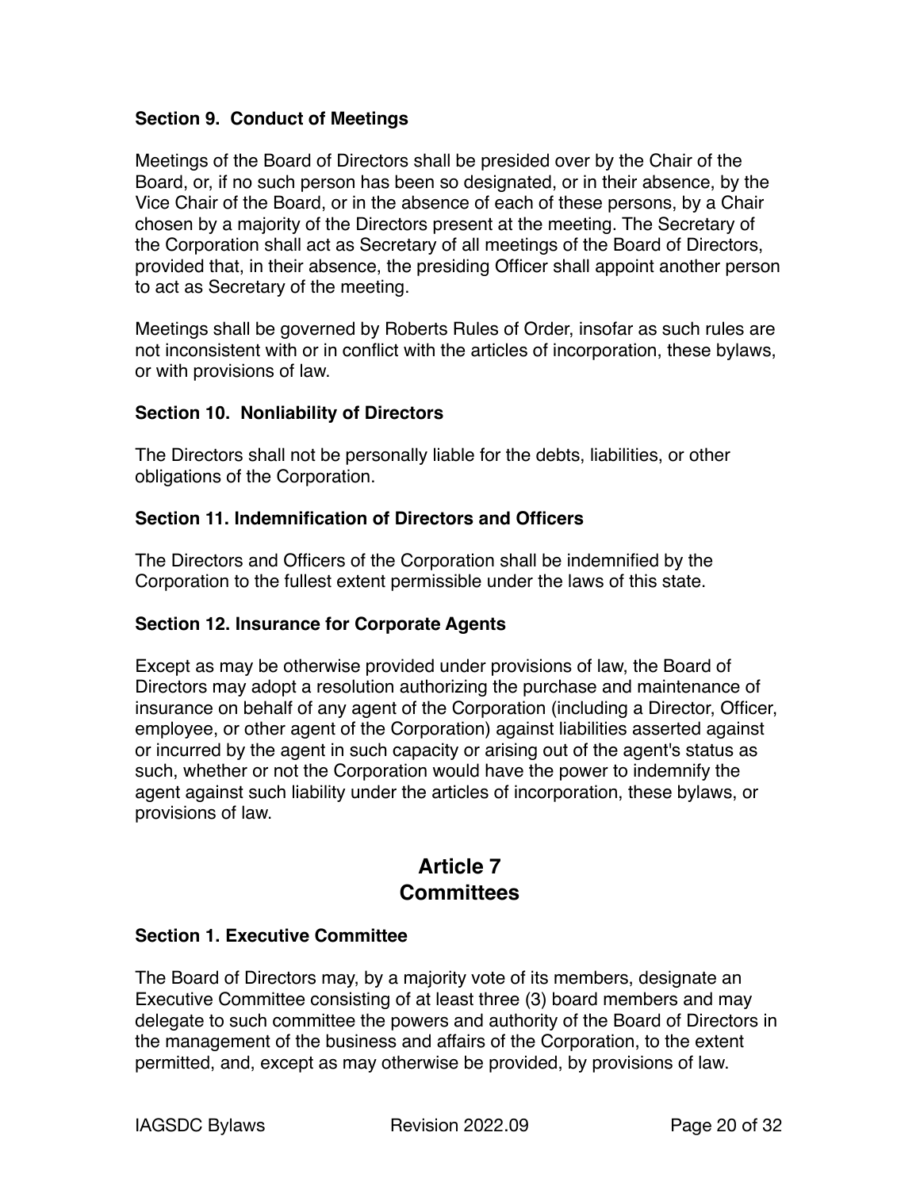### Section 9. Conduct of Meetings

Meetings of the Board of Directors shall be presided over by the Chair of the Board, or, if no such person has been so designated, or in their absence, by the Vice Chair of the Board, or in the absence of each of these persons, by a Chair chosen by a majority of the Directors present at the meeting. The Secretary of the Corporation shall act as Secretary of all meetings of the Board of Directors, provided that, in their absence, the presiding Officer shall appoint another person to act as Secretary of the meeting.

Meetings shall be governed by Roberts Rules of Order, insofar as such rules are not inconsistent with or in conflict with the articles of incorporation, these bylaws, or with provisions of law.

### Section 10. Nonliability of Directors

The Directors shall not be personally liable for the debts, liabilities, or other obligations of the Corporation.

### Section 11. Indemnification of Directors and Officers

The Directors and Officers of the Corporation shall be indemnified by the Corporation to the fullest extent permissible under the laws of this state.

### Section 12. Insurance for Corporate Agents

Except as may be otherwise provided under provisions of law, the Board of Directors may adopt a resolution authorizing the purchase and maintenance of insurance on behalf of any agent of the Corporation (including a Director, Officer, employee, or other agent of the Corporation) against liabilities asserted against or incurred by the agent in such capacity or arising out of the agent's status as such, whether or not the Corporation would have the power to indemnify the agent against such liability under the articles of incorporation, these bylaws, or provisions of law.

## Article 7
## Committees

### Section 1. Executive Committee

The Board of Directors may, by a majority vote of its members, designate an Executive Committee consisting of at least three (3) board members and may delegate to such committee the powers and authority of the Board of Directors in the management of the business and affairs of the Corporation, to the extent permitted, and, except as may otherwise be provided, by provisions of law.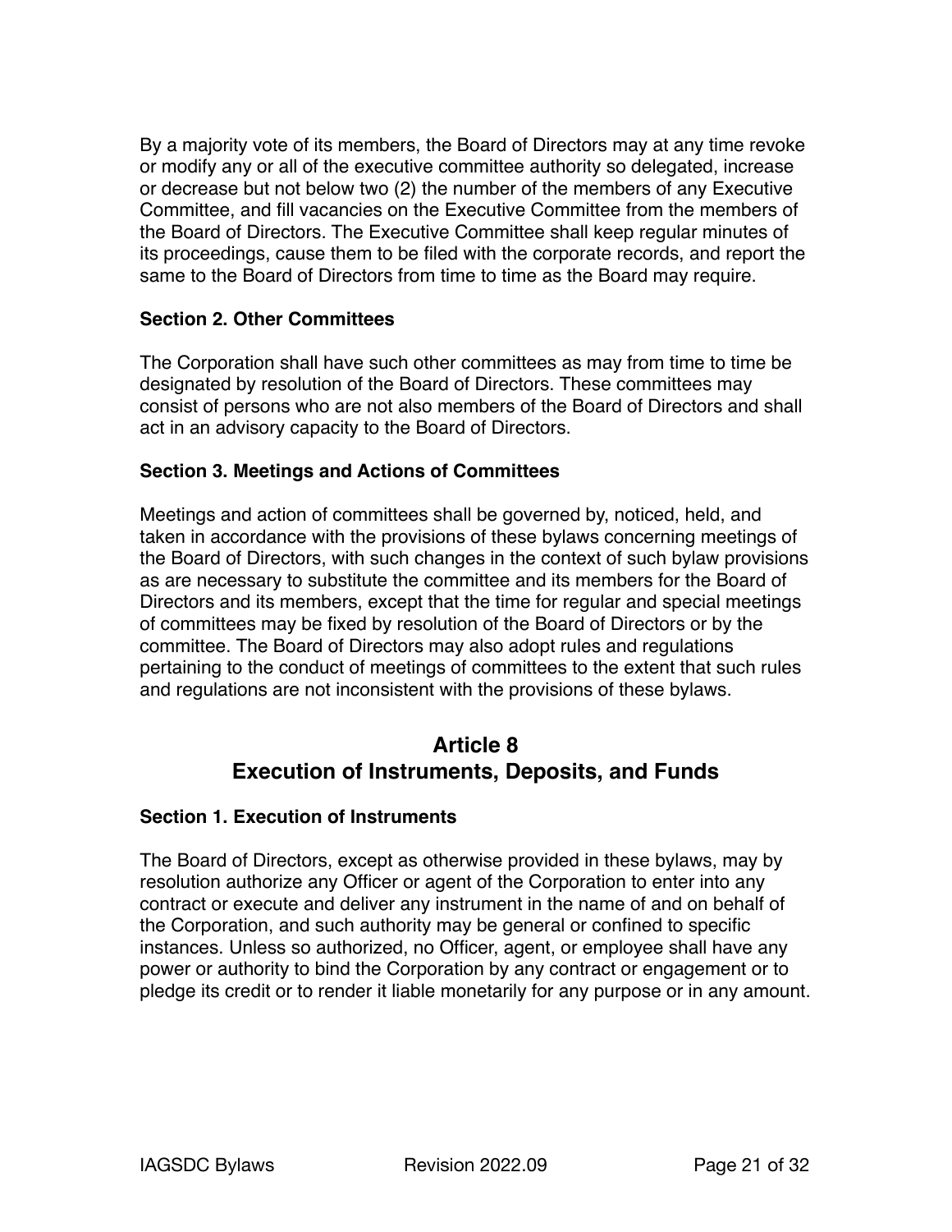By a majority vote of its members, the Board of Directors may at any time revoke or modify any or all of the executive committee authority so delegated, increase or decrease but not below two (2) the number of the members of any Executive Committee, and fill vacancies on the Executive Committee from the members of the Board of Directors. The Executive Committee shall keep regular minutes of its proceedings, cause them to be filed with the corporate records, and report the same to the Board of Directors from time to time as the Board may require.

### Section 2. Other Committees

The Corporation shall have such other committees as may from time to time be designated by resolution of the Board of Directors. These committees may consist of persons who are not also members of the Board of Directors and shall act in an advisory capacity to the Board of Directors.

### Section 3. Meetings and Actions of Committees

Meetings and action of committees shall be governed by, noticed, held, and taken in accordance with the provisions of these bylaws concerning meetings of the Board of Directors, with such changes in the context of such bylaw provisions as are necessary to substitute the committee and its members for the Board of Directors and its members, except that the time for regular and special meetings of committees may be fixed by resolution of the Board of Directors or by the committee. The Board of Directors may also adopt rules and regulations pertaining to the conduct of meetings of committees to the extent that such rules and regulations are not inconsistent with the provisions of these bylaws.

## Article 8
## Execution of Instruments, Deposits, and Funds

### Section 1. Execution of Instruments

The Board of Directors, except as otherwise provided in these bylaws, may by resolution authorize any Officer or agent of the Corporation to enter into any contract or execute and deliver any instrument in the name of and on behalf of the Corporation, and such authority may be general or confined to specific instances. Unless so authorized, no Officer, agent, or employee shall have any power or authority to bind the Corporation by any contract or engagement or to pledge its credit or to render it liable monetarily for any purpose or in any amount.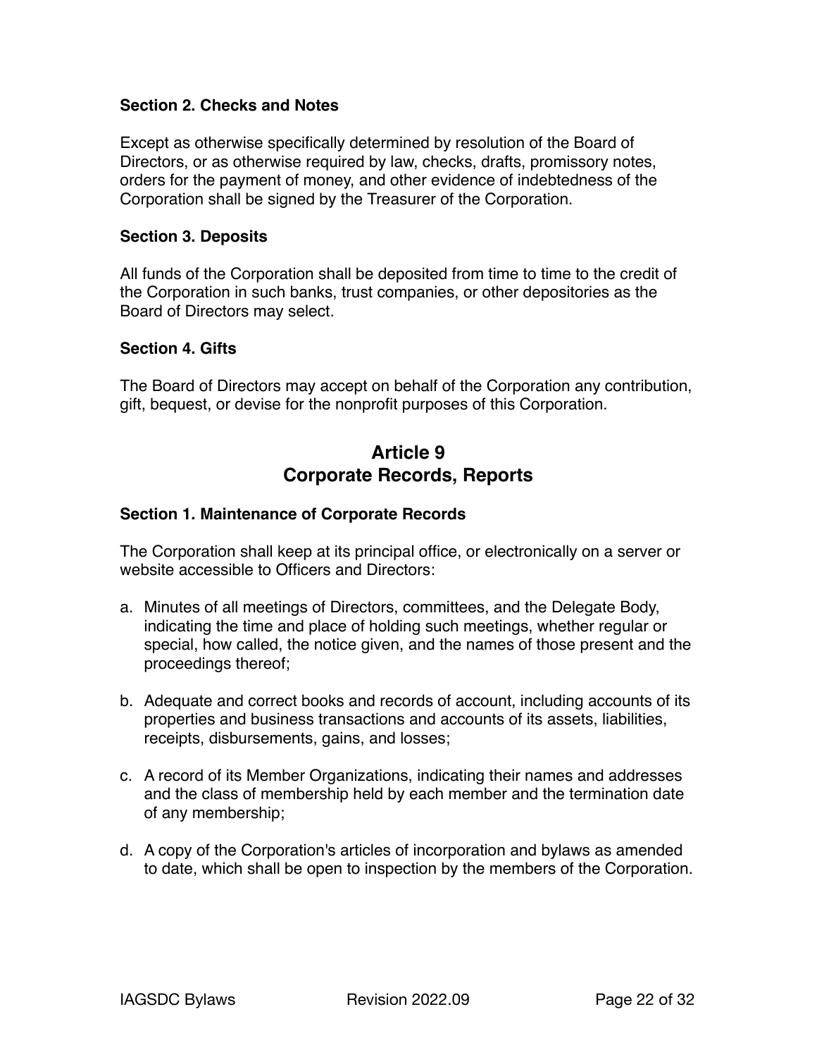### Section 2. Checks and Notes

Except as otherwise specifically determined by resolution of the Board of Directors, or as otherwise required by law, checks, drafts, promissory notes, orders for the payment of money, and other evidence of indebtedness of the Corporation shall be signed by the Treasurer of the Corporation.

### Section 3. Deposits

All funds of the Corporation shall be deposited from time to time to the credit of the Corporation in such banks, trust companies, or other depositories as the Board of Directors may select.

### Section 4. Gifts

The Board of Directors may accept on behalf of the Corporation any contribution, gift, bequest, or devise for the nonprofit purposes of this Corporation.

## Article 9
## Corporate Records, Reports

### Section 1. Maintenance of Corporate Records

The Corporation shall keep at its principal office, or electronically on a server or website accessible to Officers and Directors:

a. Minutes of all meetings of Directors, committees, and the Delegate Body, indicating the time and place of holding such meetings, whether regular or special, how called, the notice given, and the names of those present and the proceedings thereof;

b. Adequate and correct books and records of account, including accounts of its properties and business transactions and accounts of its assets, liabilities, receipts, disbursements, gains, and losses;

c. A record of its Member Organizations, indicating their names and addresses and the class of membership held by each member and the termination date of any membership;

d. A copy of the Corporation's articles of incorporation and bylaws as amended to date, which shall be open to inspection by the members of the Corporation.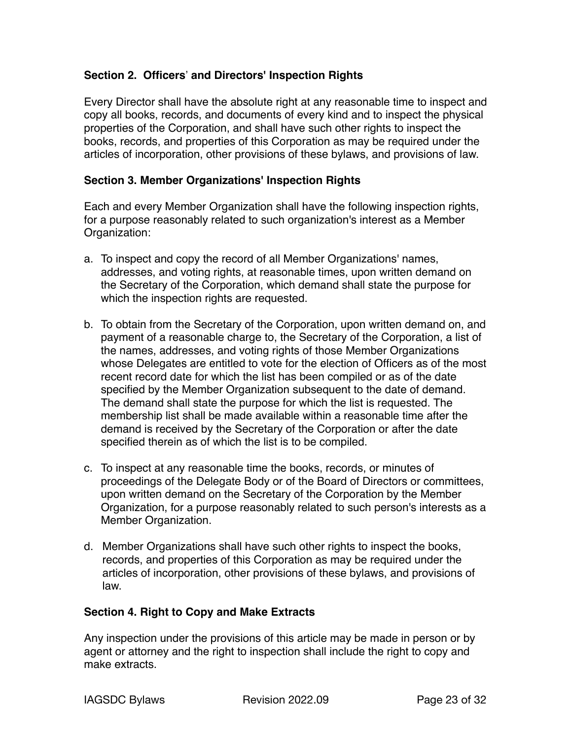### Section 2. Officers' and Directors' Inspection Rights

Every Director shall have the absolute right at any reasonable time to inspect and copy all books, records, and documents of every kind and to inspect the physical properties of the Corporation, and shall have such other rights to inspect the books, records, and properties of this Corporation as may be required under the articles of incorporation, other provisions of these bylaws, and provisions of law.

### Section 3. Member Organizations' Inspection Rights

Each and every Member Organization shall have the following inspection rights, for a purpose reasonably related to such organization's interest as a Member Organization:

a. To inspect and copy the record of all Member Organizations' names, addresses, and voting rights, at reasonable times, upon written demand on the Secretary of the Corporation, which demand shall state the purpose for which the inspection rights are requested.

b. To obtain from the Secretary of the Corporation, upon written demand on, and payment of a reasonable charge to, the Secretary of the Corporation, a list of the names, addresses, and voting rights of those Member Organizations whose Delegates are entitled to vote for the election of Officers as of the most recent record date for which the list has been compiled or as of the date specified by the Member Organization subsequent to the date of demand. The demand shall state the purpose for which the list is requested. The membership list shall be made available within a reasonable time after the demand is received by the Secretary of the Corporation or after the date specified therein as of which the list is to be compiled.

c. To inspect at any reasonable time the books, records, or minutes of proceedings of the Delegate Body or of the Board of Directors or committees, upon written demand on the Secretary of the Corporation by the Member Organization, for a purpose reasonably related to such person's interests as a Member Organization.

d. Member Organizations shall have such other rights to inspect the books, records, and properties of this Corporation as may be required under the articles of incorporation, other provisions of these bylaws, and provisions of law.

### Section 4. Right to Copy and Make Extracts

Any inspection under the provisions of this article may be made in person or by agent or attorney and the right to inspection shall include the right to copy and make extracts.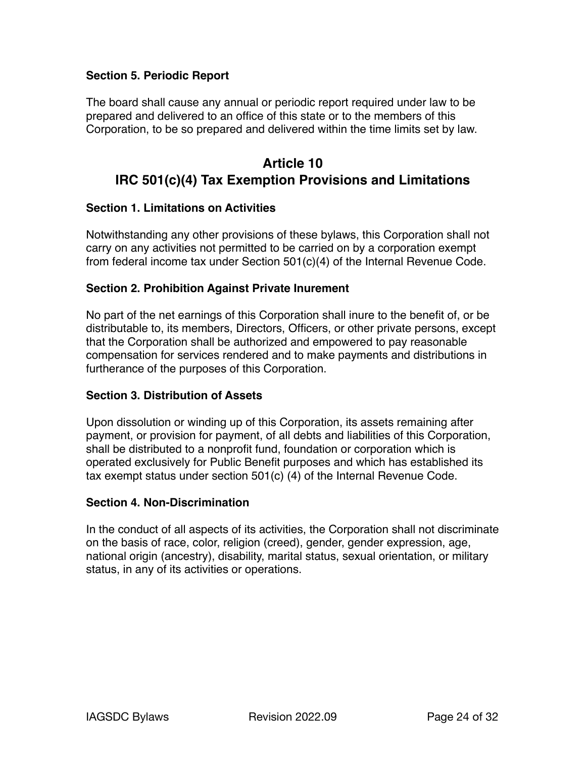### Section 5. Periodic Report

The board shall cause any annual or periodic report required under law to be prepared and delivered to an office of this state or to the members of this Corporation, to be so prepared and delivered within the time limits set by law.

## Article 10
## IRC 501(c)(4) Tax Exemption Provisions and Limitations

### Section 1. Limitations on Activities

Notwithstanding any other provisions of these bylaws, this Corporation shall not carry on any activities not permitted to be carried on by a corporation exempt from federal income tax under Section 501(c)(4) of the Internal Revenue Code.

### Section 2. Prohibition Against Private Inurement

No part of the net earnings of this Corporation shall inure to the benefit of, or be distributable to, its members, Directors, Officers, or other private persons, except that the Corporation shall be authorized and empowered to pay reasonable compensation for services rendered and to make payments and distributions in furtherance of the purposes of this Corporation.

### Section 3. Distribution of Assets

Upon dissolution or winding up of this Corporation, its assets remaining after payment, or provision for payment, of all debts and liabilities of this Corporation, shall be distributed to a nonprofit fund, foundation or corporation which is operated exclusively for Public Benefit purposes and which has established its tax exempt status under section 501(c) (4) of the Internal Revenue Code.

### Section 4. Non-Discrimination

In the conduct of all aspects of its activities, the Corporation shall not discriminate on the basis of race, color, religion (creed), gender, gender expression, age, national origin (ancestry), disability, marital status, sexual orientation, or military status, in any of its activities or operations.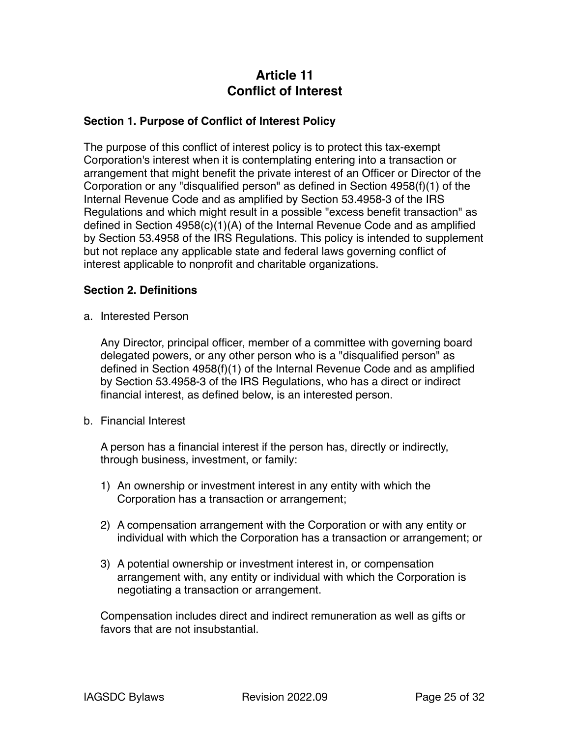# Article 11
# Conflict of Interest

### Section 1. Purpose of Conflict of Interest Policy

The purpose of this conflict of interest policy is to protect this tax-exempt Corporation's interest when it is contemplating entering into a transaction or arrangement that might benefit the private interest of an Officer or Director of the Corporation or any "disqualified person" as defined in Section 4958(f)(1) of the Internal Revenue Code and as amplified by Section 53.4958-3 of the IRS Regulations and which might result in a possible "excess benefit transaction" as defined in Section 4958(c)(1)(A) of the Internal Revenue Code and as amplified by Section 53.4958 of the IRS Regulations. This policy is intended to supplement but not replace any applicable state and federal laws governing conflict of interest applicable to nonprofit and charitable organizations.

### Section 2. Definitions

a. Interested Person

   Any Director, principal officer, member of a committee with governing board delegated powers, or any other person who is a "disqualified person" as defined in Section 4958(f)(1) of the Internal Revenue Code and as amplified by Section 53.4958-3 of the IRS Regulations, who has a direct or indirect financial interest, as defined below, is an interested person.

b. Financial Interest

   A person has a financial interest if the person has, directly or indirectly, through business, investment, or family:

   1) An ownership or investment interest in any entity with which the Corporation has a transaction or arrangement;

   2) A compensation arrangement with the Corporation or with any entity or individual with which the Corporation has a transaction or arrangement; or

   3) A potential ownership or investment interest in, or compensation arrangement with, any entity or individual with which the Corporation is negotiating a transaction or arrangement.

   Compensation includes direct and indirect remuneration as well as gifts or favors that are not insubstantial.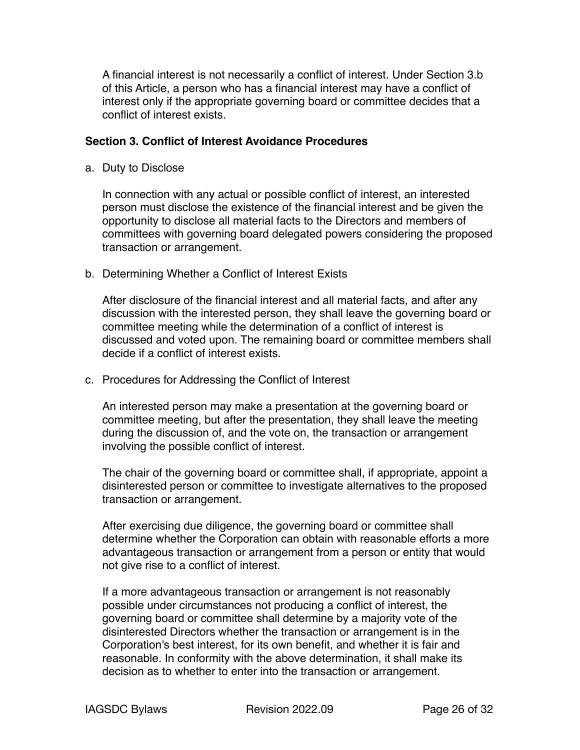A financial interest is not necessarily a conflict of interest. Under Section 3.b of this Article, a person who has a financial interest may have a conflict of interest only if the appropriate governing board or committee decides that a conflict of interest exists.

**Section 3. Conflict of Interest Avoidance Procedures**

a. Duty to Disclose

   In connection with any actual or possible conflict of interest, an interested person must disclose the existence of the financial interest and be given the opportunity to disclose all material facts to the Directors and members of committees with governing board delegated powers considering the proposed transaction or arrangement.

b. Determining Whether a Conflict of Interest Exists

   After disclosure of the financial interest and all material facts, and after any discussion with the interested person, they shall leave the governing board or committee meeting while the determination of a conflict of interest is discussed and voted upon. The remaining board or committee members shall decide if a conflict of interest exists.

c. Procedures for Addressing the Conflict of Interest

   An interested person may make a presentation at the governing board or committee meeting, but after the presentation, they shall leave the meeting during the discussion of, and the vote on, the transaction or arrangement involving the possible conflict of interest.

   The chair of the governing board or committee shall, if appropriate, appoint a disinterested person or committee to investigate alternatives to the proposed transaction or arrangement.

   After exercising due diligence, the governing board or committee shall determine whether the Corporation can obtain with reasonable efforts a more advantageous transaction or arrangement from a person or entity that would not give rise to a conflict of interest.

   If a more advantageous transaction or arrangement is not reasonably possible under circumstances not producing a conflict of interest, the governing board or committee shall determine by a majority vote of the disinterested Directors whether the transaction or arrangement is in the Corporation's best interest, for its own benefit, and whether it is fair and reasonable. In conformity with the above determination, it shall make its decision as to whether to enter into the transaction or arrangement.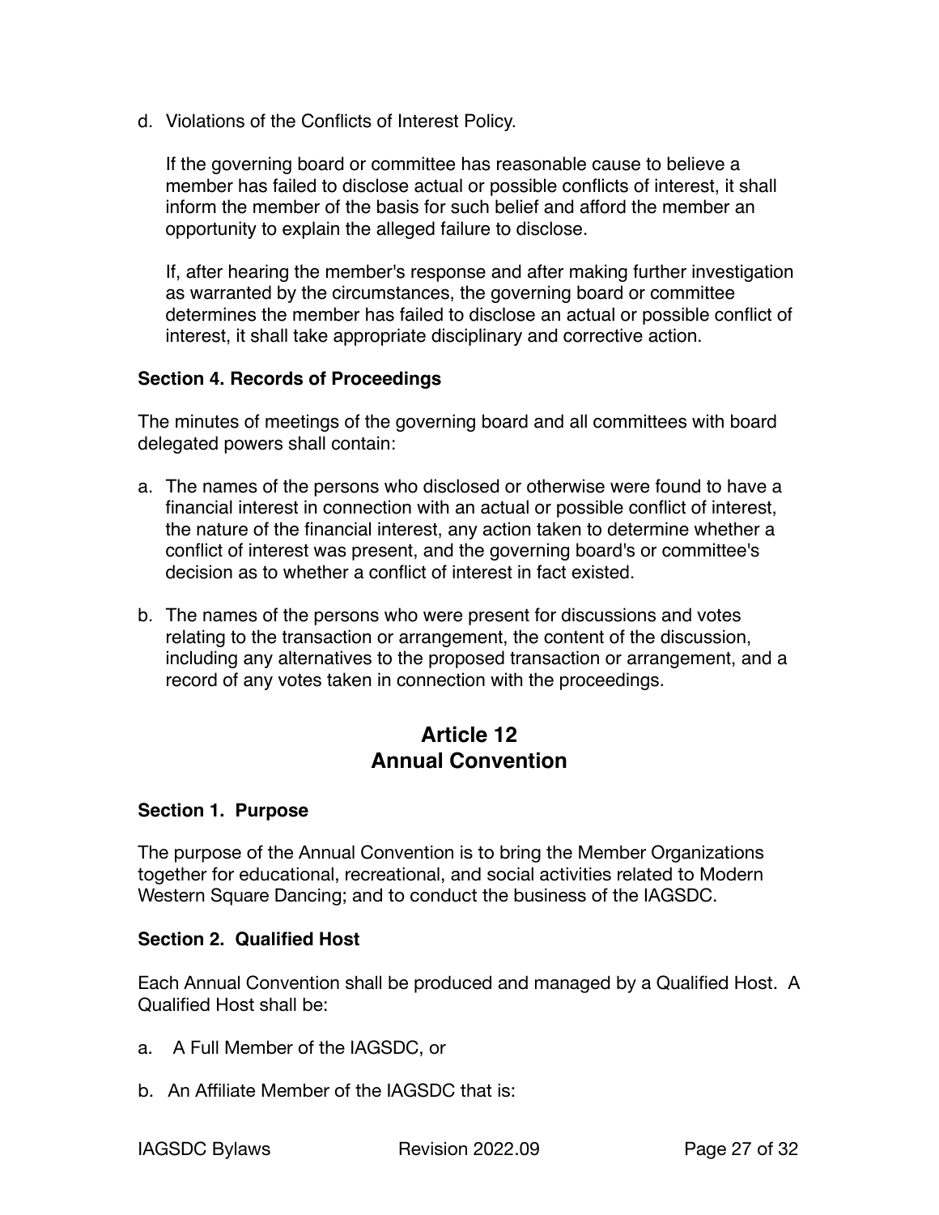d. Violations of the Conflicts of Interest Policy.

   If the governing board or committee has reasonable cause to believe a member has failed to disclose actual or possible conflicts of interest, it shall inform the member of the basis for such belief and afford the member an opportunity to explain the alleged failure to disclose.

   If, after hearing the member's response and after making further investigation as warranted by the circumstances, the governing board or committee determines the member has failed to disclose an actual or possible conflict of interest, it shall take appropriate disciplinary and corrective action.

**Section 4. Records of Proceedings**

The minutes of meetings of the governing board and all committees with board delegated powers shall contain:

a. The names of the persons who disclosed or otherwise were found to have a financial interest in connection with an actual or possible conflict of interest, the nature of the financial interest, any action taken to determine whether a conflict of interest was present, and the governing board's or committee's decision as to whether a conflict of interest in fact existed.

b. The names of the persons who were present for discussions and votes relating to the transaction or arrangement, the content of the discussion, including any alternatives to the proposed transaction or arrangement, and a record of any votes taken in connection with the proceedings.

## Article 12
## Annual Convention

**Section 1. Purpose**

The purpose of the Annual Convention is to bring the Member Organizations together for educational, recreational, and social activities related to Modern Western Square Dancing; and to conduct the business of the IAGSDC.

**Section 2. Qualified Host**

Each Annual Convention shall be produced and managed by a Qualified Host. A Qualified Host shall be:

a. A Full Member of the IAGSDC, or

b. An Affiliate Member of the IAGSDC that is: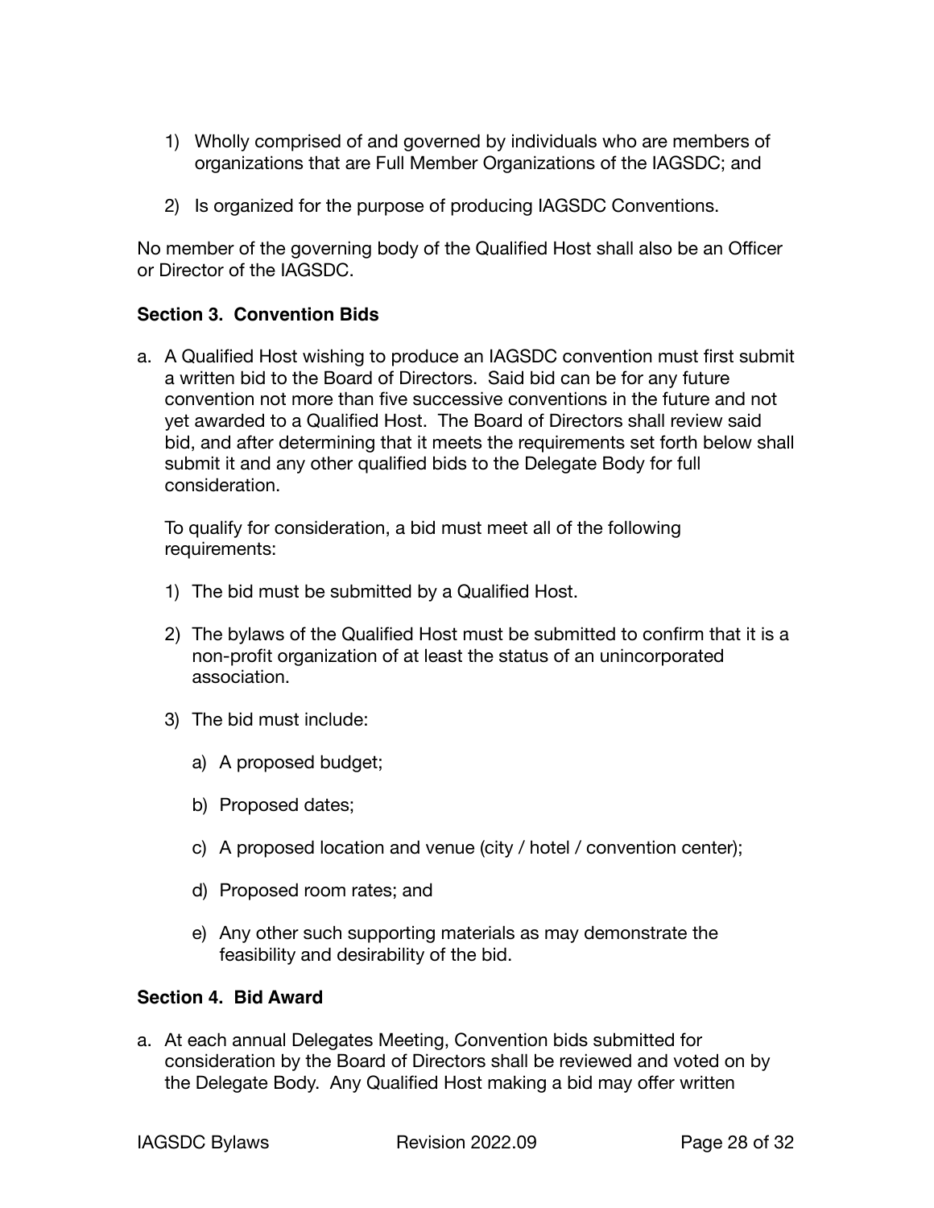1) Wholly comprised of and governed by individuals who are members of organizations that are Full Member Organizations of the IAGSDC; and

2) Is organized for the purpose of producing IAGSDC Conventions.

No member of the governing body of the Qualified Host shall also be an Officer or Director of the IAGSDC.

### Section 3. Convention Bids

a. A Qualified Host wishing to produce an IAGSDC convention must first submit a written bid to the Board of Directors. Said bid can be for any future convention not more than five successive conventions in the future and not yet awarded to a Qualified Host. The Board of Directors shall review said bid, and after determining that it meets the requirements set forth below shall submit it and any other qualified bids to the Delegate Body for full consideration.

   To qualify for consideration, a bid must meet all of the following requirements:

   1) The bid must be submitted by a Qualified Host.

   2) The bylaws of the Qualified Host must be submitted to confirm that it is a non-profit organization of at least the status of an unincorporated association.

   3) The bid must include:

      a) A proposed budget;

      b) Proposed dates;

      c) A proposed location and venue (city / hotel / convention center);

      d) Proposed room rates; and

      e) Any other such supporting materials as may demonstrate the feasibility and desirability of the bid.

### Section 4. Bid Award

a. At each annual Delegates Meeting, Convention bids submitted for consideration by the Board of Directors shall be reviewed and voted on by the Delegate Body. Any Qualified Host making a bid may offer written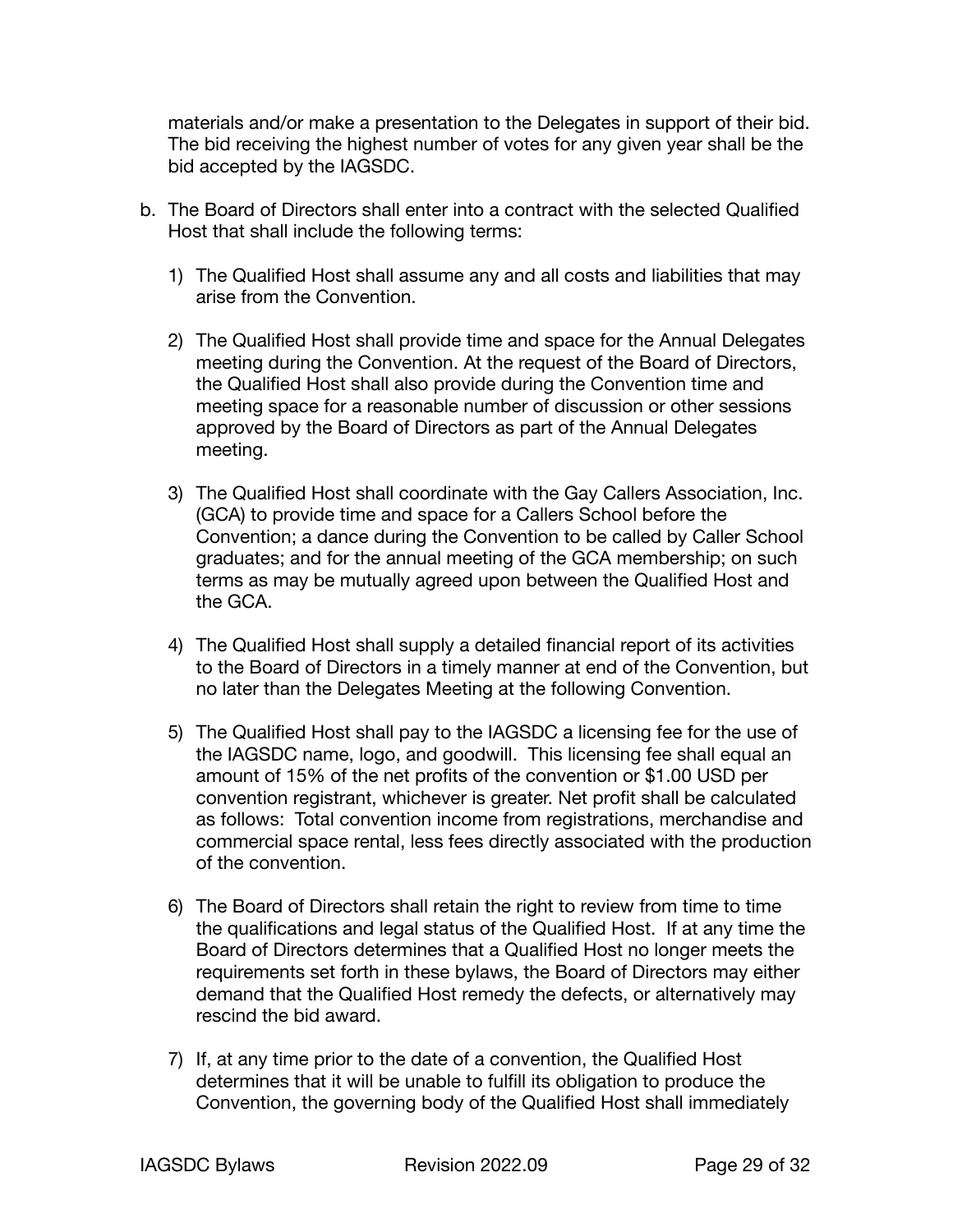materials and/or make a presentation to the Delegates in support of their bid. The bid receiving the highest number of votes for any given year shall be the bid accepted by the IAGSDC.

b. The Board of Directors shall enter into a contract with the selected Qualified Host that shall include the following terms:

   1) The Qualified Host shall assume any and all costs and liabilities that may arise from the Convention.

   2) The Qualified Host shall provide time and space for the Annual Delegates meeting during the Convention. At the request of the Board of Directors, the Qualified Host shall also provide during the Convention time and meeting space for a reasonable number of discussion or other sessions approved by the Board of Directors as part of the Annual Delegates meeting.

   3) The Qualified Host shall coordinate with the Gay Callers Association, Inc. (GCA) to provide time and space for a Callers School before the Convention; a dance during the Convention to be called by Caller School graduates; and for the annual meeting of the GCA membership; on such terms as may be mutually agreed upon between the Qualified Host and the GCA.

   4) The Qualified Host shall supply a detailed financial report of its activities to the Board of Directors in a timely manner at end of the Convention, but no later than the Delegates Meeting at the following Convention.

   5) The Qualified Host shall pay to the IAGSDC a licensing fee for the use of the IAGSDC name, logo, and goodwill. This licensing fee shall equal an amount of 15% of the net profits of the convention or $1.00 USD per convention registrant, whichever is greater. Net profit shall be calculated as follows: Total convention income from registrations, merchandise and commercial space rental, less fees directly associated with the production of the convention.

   6) The Board of Directors shall retain the right to review from time to time the qualifications and legal status of the Qualified Host. If at any time the Board of Directors determines that a Qualified Host no longer meets the requirements set forth in these bylaws, the Board of Directors may either demand that the Qualified Host remedy the defects, or alternatively may rescind the bid award.

   7) If, at any time prior to the date of a convention, the Qualified Host determines that it will be unable to fulfill its obligation to produce the Convention, the governing body of the Qualified Host shall immediately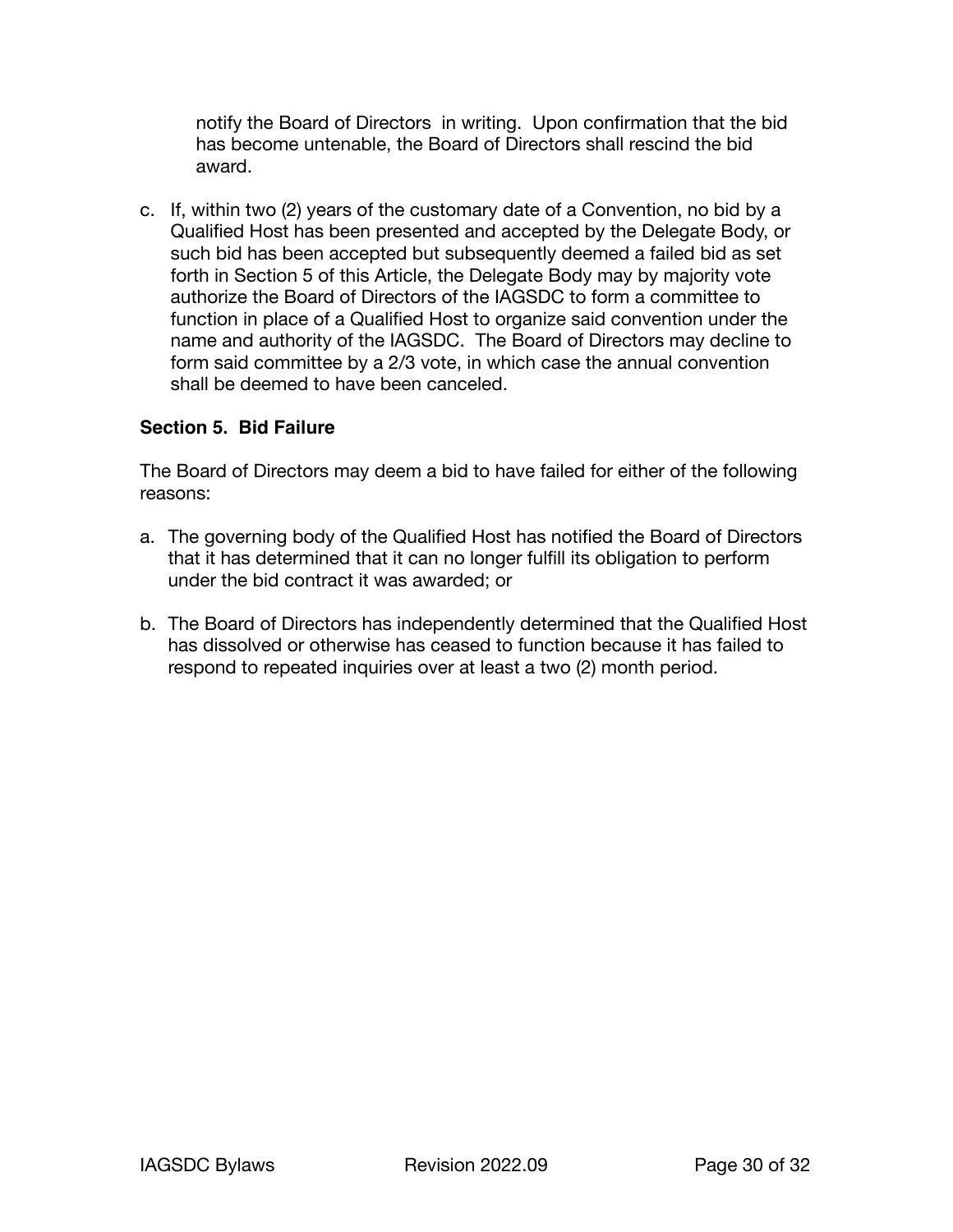notify the Board of Directors in writing. Upon confirmation that the bid has become untenable, the Board of Directors shall rescind the bid award.

c. If, within two (2) years of the customary date of a Convention, no bid by a Qualified Host has been presented and accepted by the Delegate Body, or such bid has been accepted but subsequently deemed a failed bid as set forth in Section 5 of this Article, the Delegate Body may by majority vote authorize the Board of Directors of the IAGSDC to form a committee to function in place of a Qualified Host to organize said convention under the name and authority of the IAGSDC. The Board of Directors may decline to form said committee by a 2/3 vote, in which case the annual convention shall be deemed to have been canceled.

### Section 5. Bid Failure

The Board of Directors may deem a bid to have failed for either of the following reasons:

a. The governing body of the Qualified Host has notified the Board of Directors that it has determined that it can no longer fulfill its obligation to perform under the bid contract it was awarded; or

b. The Board of Directors has independently determined that the Qualified Host has dissolved or otherwise has ceased to function because it has failed to respond to repeated inquiries over at least a two (2) month period.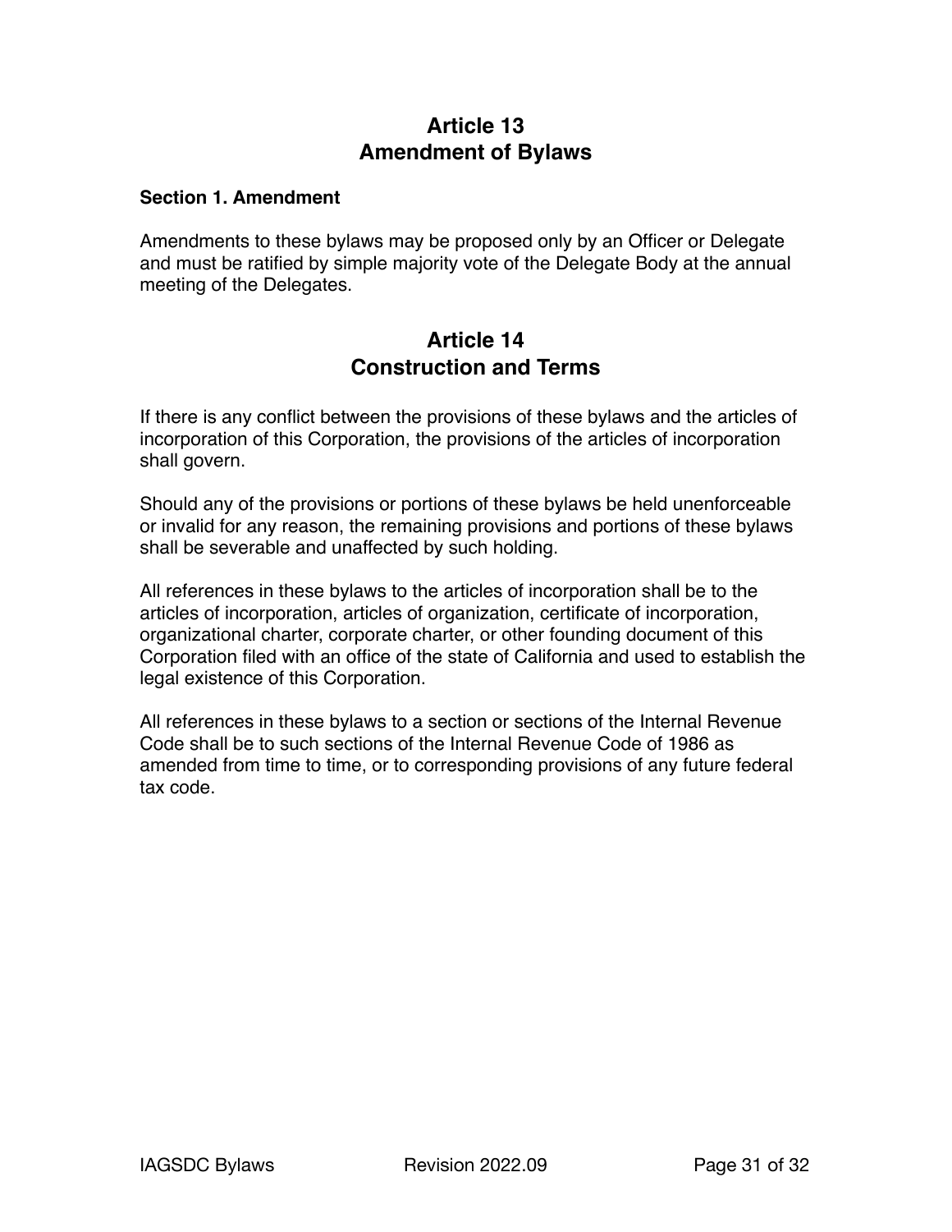# Article 13
# Amendment of Bylaws

### Section 1. Amendment

Amendments to these bylaws may be proposed only by an Officer or Delegate and must be ratified by simple majority vote of the Delegate Body at the annual meeting of the Delegates.

# Article 14
# Construction and Terms

If there is any conflict between the provisions of these bylaws and the articles of incorporation of this Corporation, the provisions of the articles of incorporation shall govern.

Should any of the provisions or portions of these bylaws be held unenforceable or invalid for any reason, the remaining provisions and portions of these bylaws shall be severable and unaffected by such holding.

All references in these bylaws to the articles of incorporation shall be to the articles of incorporation, articles of organization, certificate of incorporation, organizational charter, corporate charter, or other founding document of this Corporation filed with an office of the state of California and used to establish the legal existence of this Corporation.

All references in these bylaws to a section or sections of the Internal Revenue Code shall be to such sections of the Internal Revenue Code of 1986 as amended from time to time, or to corresponding provisions of any future federal tax code.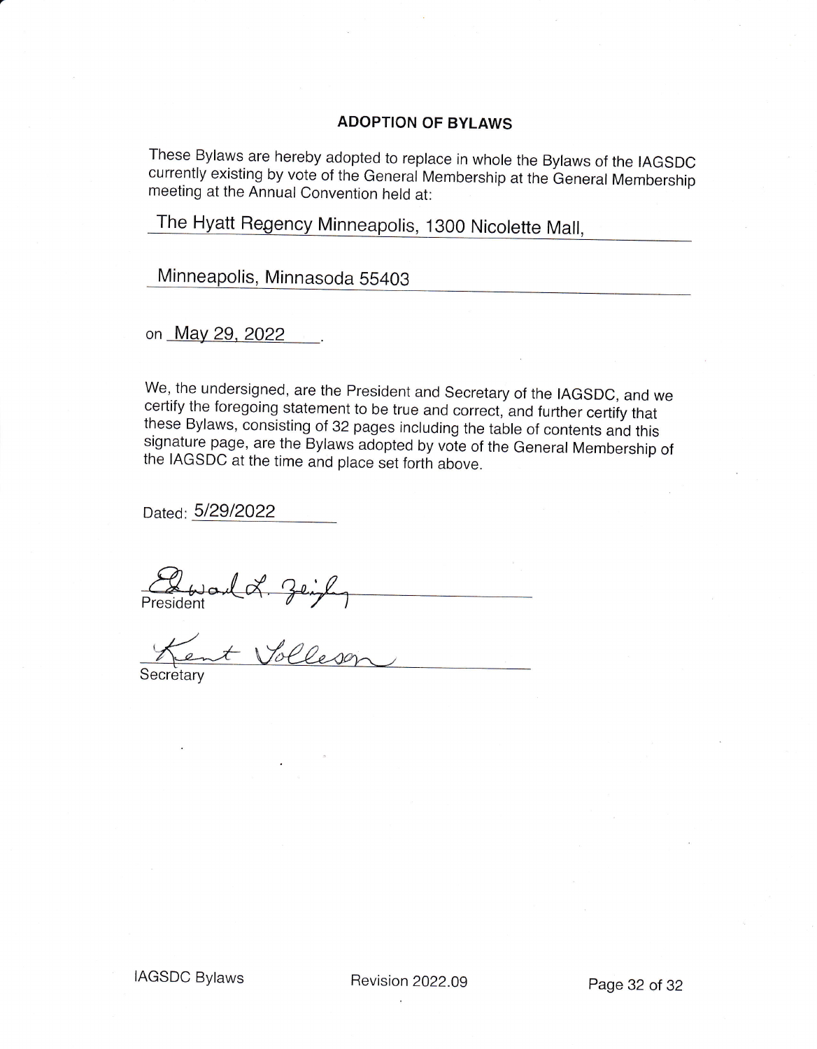## ADOPTION OF BYLAWS

These Bylaws are hereby adopted to replace in whole the Bylaws of the IAGSDC currently existing by vote of the General Membership at the General Membership meeting at the Annual Convention held at:

The Hyatt Regency Minneapolis, 1300 Nicolette Mall,

Minneapolis, Minnasoda 55403

on May 29, 2022.

We, the undersigned, are the President and Secretary of the IAGSDC, and we certify the foregoing statement to be true and correct, and further certify that these Bylaws, consisting of 32 pages including the table of contents and this signature page, are the Bylaws adopted by vote of the General Membership of the IAGSDC at the time and place set forth above.

Dated: 5/29/2022

Edward L. Zeigler
President

Kent Tolleson
Secretary